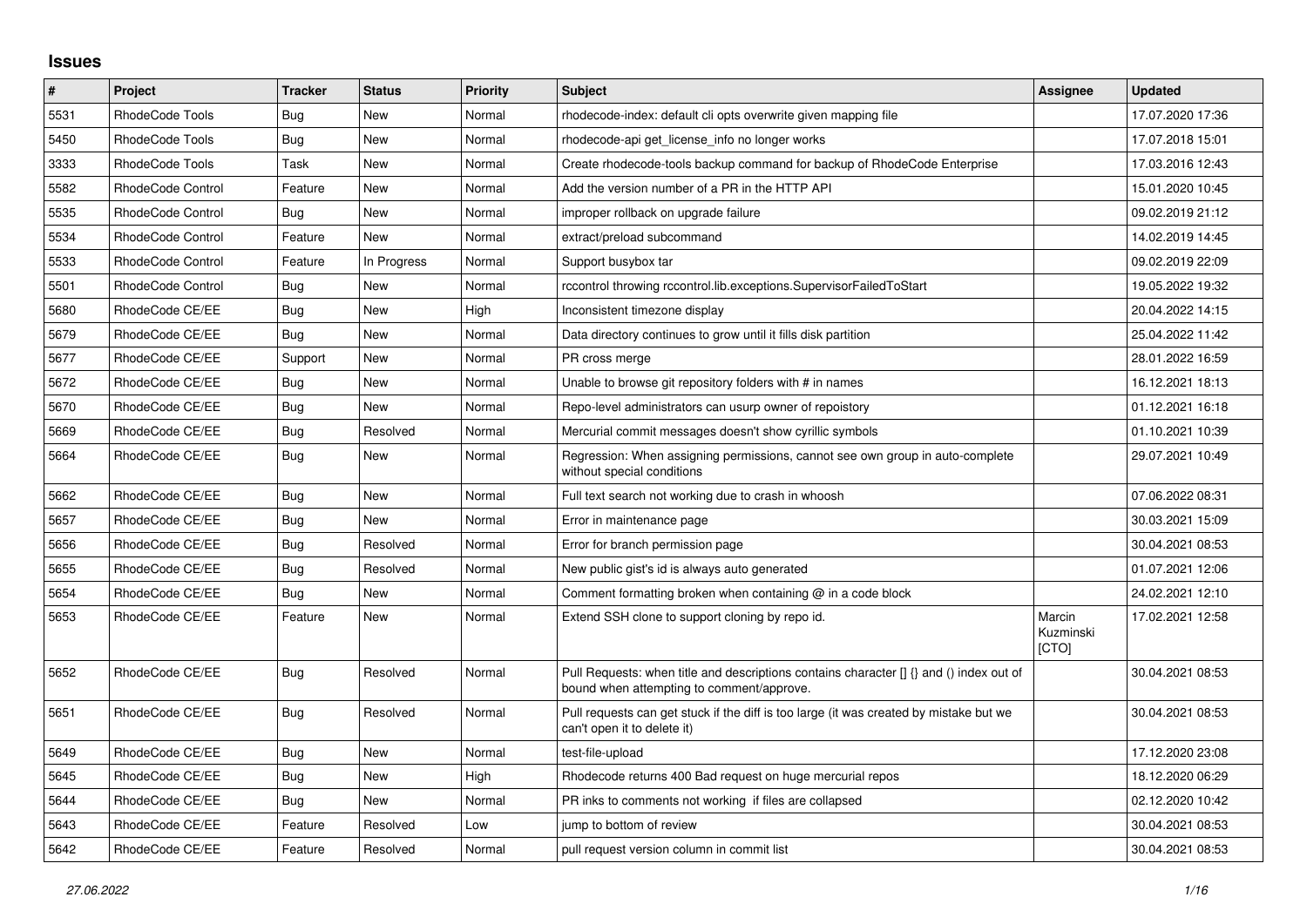## Issues

| # | Project | Tracker | Status | Priority | Subject | Assignee | Updated |
|---|---|---|---|---|---|---|---|
| 5531 | RhodeCode Tools | Bug | New | Normal | rhodecode-index: default cli opts overwrite given mapping file | | 17.07.2020 17:36 |
| 5450 | RhodeCode Tools | Bug | New | Normal | rhodecode-api get_license_info no longer works | | 17.07.2018 15:01 |
| 3333 | RhodeCode Tools | Task | New | Normal | Create rhodecode-tools backup command for backup of RhodeCode Enterprise | | 17.03.2016 12:43 |
| 5582 | RhodeCode Control | Feature | New | Normal | Add the version number of a PR in the HTTP API | | 15.01.2020 10:45 |
| 5535 | RhodeCode Control | Bug | New | Normal | improper rollback on upgrade failure | | 09.02.2019 21:12 |
| 5534 | RhodeCode Control | Feature | New | Normal | extract/preload subcommand | | 14.02.2019 14:45 |
| 5533 | RhodeCode Control | Feature | In Progress | Normal | Support busybox tar | | 09.02.2019 22:09 |
| 5501 | RhodeCode Control | Bug | New | Normal | rccontrol throwing rccontrol.lib.exceptions.SupervisorFailedToStart | | 19.05.2022 19:32 |
| 5680 | RhodeCode CE/EE | Bug | New | High | Inconsistent timezone display | | 20.04.2022 14:15 |
| 5679 | RhodeCode CE/EE | Bug | New | Normal | Data directory continues to grow until it fills disk partition | | 25.04.2022 11:42 |
| 5677 | RhodeCode CE/EE | Support | New | Normal | PR cross merge | | 28.01.2022 16:59 |
| 5672 | RhodeCode CE/EE | Bug | New | Normal | Unable to browse git repository folders with # in names | | 16.12.2021 18:13 |
| 5670 | RhodeCode CE/EE | Bug | New | Normal | Repo-level administrators can usurp owner of repoistory | | 01.12.2021 16:18 |
| 5669 | RhodeCode CE/EE | Bug | Resolved | Normal | Mercurial commit messages doesn't show cyrillic symbols | | 01.10.2021 10:39 |
| 5664 | RhodeCode CE/EE | Bug | New | Normal | Regression: When assigning permissions, cannot see own group in auto-complete without special conditions | | 29.07.2021 10:49 |
| 5662 | RhodeCode CE/EE | Bug | New | Normal | Full text search not working due to crash in whoosh | | 07.06.2022 08:31 |
| 5657 | RhodeCode CE/EE | Bug | New | Normal | Error in maintenance page | | 30.03.2021 15:09 |
| 5656 | RhodeCode CE/EE | Bug | Resolved | Normal | Error for branch permission page | | 30.04.2021 08:53 |
| 5655 | RhodeCode CE/EE | Bug | Resolved | Normal | New public gist's id is always auto generated | | 01.07.2021 12:06 |
| 5654 | RhodeCode CE/EE | Bug | New | Normal | Comment formatting broken when containing @ in a code block | | 24.02.2021 12:10 |
| 5653 | RhodeCode CE/EE | Feature | New | Normal | Extend SSH clone to support cloning by repo id. | Marcin Kuzminski [CTO] | 17.02.2021 12:58 |
| 5652 | RhodeCode CE/EE | Bug | Resolved | Normal | Pull Requests: when title and descriptions contains character [] {} and () index out of bound when attempting to comment/approve. | | 30.04.2021 08:53 |
| 5651 | RhodeCode CE/EE | Bug | Resolved | Normal | Pull requests can get stuck if the diff is too large (it was created by mistake but we can't open it to delete it) | | 30.04.2021 08:53 |
| 5649 | RhodeCode CE/EE | Bug | New | Normal | test-file-upload | | 17.12.2020 23:08 |
| 5645 | RhodeCode CE/EE | Bug | New | High | Rhodecode returns 400 Bad request on huge mercurial repos | | 18.12.2020 06:29 |
| 5644 | RhodeCode CE/EE | Bug | New | Normal | PR inks to comments not working if files are collapsed | | 02.12.2020 10:42 |
| 5643 | RhodeCode CE/EE | Feature | Resolved | Low | jump to bottom of review | | 30.04.2021 08:53 |
| 5642 | RhodeCode CE/EE | Feature | Resolved | Normal | pull request version column in commit list | | 30.04.2021 08:53 |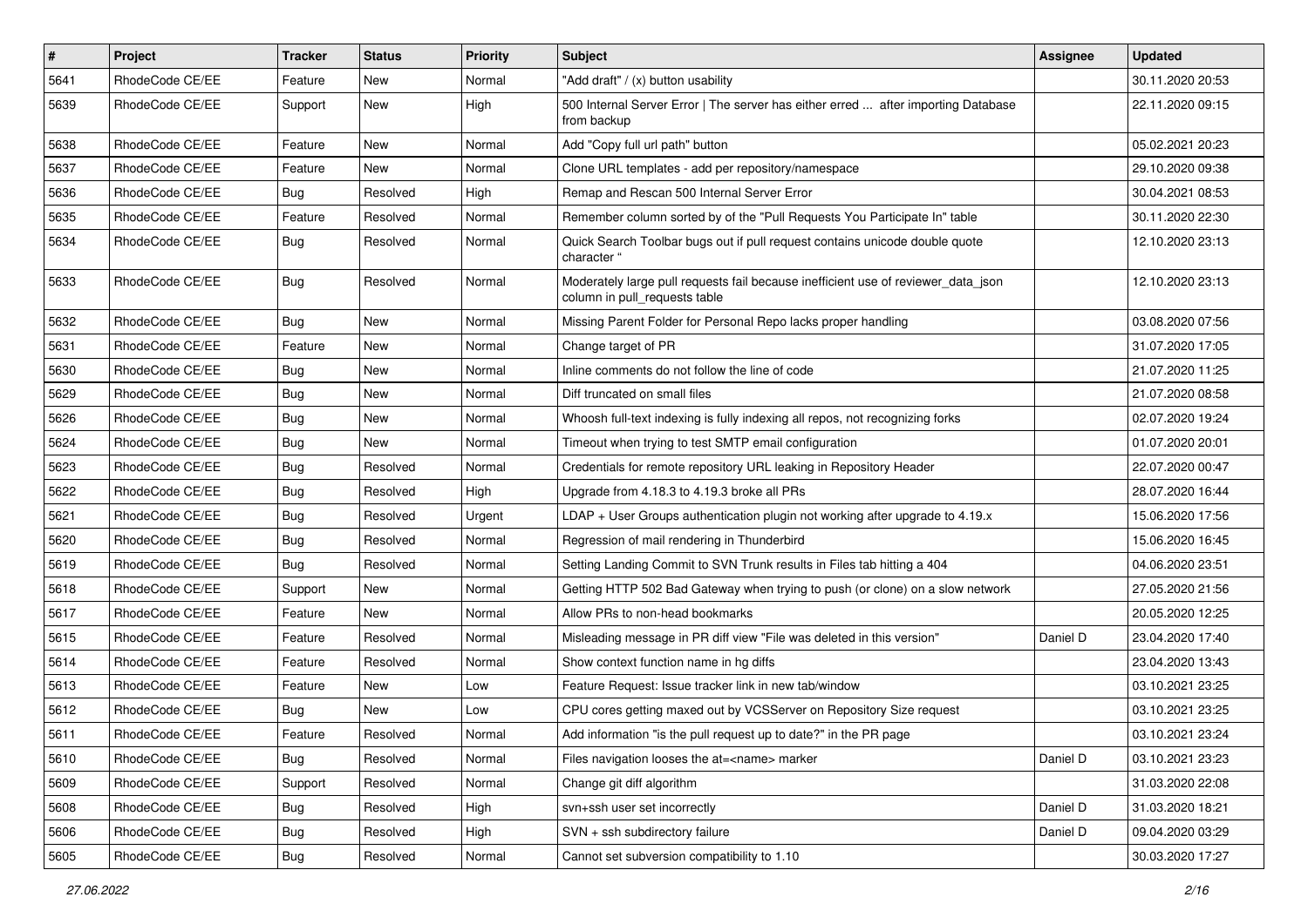| # | Project | Tracker | Status | Priority | Subject | Assignee | Updated |
|---|---|---|---|---|---|---|---|
| 5641 | RhodeCode CE/EE | Feature | New | Normal | "Add draft" / (x) button usability | | 30.11.2020 20:53 |
| 5639 | RhodeCode CE/EE | Support | New | High | 500 Internal Server Error \| The server has either erred ... after importing Database from backup | | 22.11.2020 09:15 |
| 5638 | RhodeCode CE/EE | Feature | New | Normal | Add "Copy full url path" button | | 05.02.2021 20:23 |
| 5637 | RhodeCode CE/EE | Feature | New | Normal | Clone URL templates - add per repository/namespace | | 29.10.2020 09:38 |
| 5636 | RhodeCode CE/EE | Bug | Resolved | High | Remap and Rescan 500 Internal Server Error | | 30.04.2021 08:53 |
| 5635 | RhodeCode CE/EE | Feature | Resolved | Normal | Remember column sorted by of the "Pull Requests You Participate In" table | | 30.11.2020 22:30 |
| 5634 | RhodeCode CE/EE | Bug | Resolved | Normal | Quick Search Toolbar bugs out if pull request contains unicode double quote character " | | 12.10.2020 23:13 |
| 5633 | RhodeCode CE/EE | Bug | Resolved | Normal | Moderately large pull requests fail because inefficient use of reviewer_data_json column in pull_requests table | | 12.10.2020 23:13 |
| 5632 | RhodeCode CE/EE | Bug | New | Normal | Missing Parent Folder for Personal Repo lacks proper handling | | 03.08.2020 07:56 |
| 5631 | RhodeCode CE/EE | Feature | New | Normal | Change target of PR | | 31.07.2020 17:05 |
| 5630 | RhodeCode CE/EE | Bug | New | Normal | Inline comments do not follow the line of code | | 21.07.2020 11:25 |
| 5629 | RhodeCode CE/EE | Bug | New | Normal | Diff truncated on small files | | 21.07.2020 08:58 |
| 5626 | RhodeCode CE/EE | Bug | New | Normal | Whoosh full-text indexing is fully indexing all repos, not recognizing forks | | 02.07.2020 19:24 |
| 5624 | RhodeCode CE/EE | Bug | New | Normal | Timeout when trying to test SMTP email configuration | | 01.07.2020 20:01 |
| 5623 | RhodeCode CE/EE | Bug | Resolved | Normal | Credentials for remote repository URL leaking in Repository Header | | 22.07.2020 00:47 |
| 5622 | RhodeCode CE/EE | Bug | Resolved | High | Upgrade from 4.18.3 to 4.19.3 broke all PRs | | 28.07.2020 16:44 |
| 5621 | RhodeCode CE/EE | Bug | Resolved | Urgent | LDAP + User Groups authentication plugin not working after upgrade to 4.19.x | | 15.06.2020 17:56 |
| 5620 | RhodeCode CE/EE | Bug | Resolved | Normal | Regression of mail rendering in Thunderbird | | 15.06.2020 16:45 |
| 5619 | RhodeCode CE/EE | Bug | Resolved | Normal | Setting Landing Commit to SVN Trunk results in Files tab hitting a 404 | | 04.06.2020 23:51 |
| 5618 | RhodeCode CE/EE | Support | New | Normal | Getting HTTP 502 Bad Gateway when trying to push (or clone) on a slow network | | 27.05.2020 21:56 |
| 5617 | RhodeCode CE/EE | Feature | New | Normal | Allow PRs to non-head bookmarks | | 20.05.2020 12:25 |
| 5615 | RhodeCode CE/EE | Feature | Resolved | Normal | Misleading message in PR diff view "File was deleted in this version" | Daniel D | 23.04.2020 17:40 |
| 5614 | RhodeCode CE/EE | Feature | Resolved | Normal | Show context function name in hg diffs | | 23.04.2020 13:43 |
| 5613 | RhodeCode CE/EE | Feature | New | Low | Feature Request: Issue tracker link in new tab/window | | 03.10.2021 23:25 |
| 5612 | RhodeCode CE/EE | Bug | New | Low | CPU cores getting maxed out by VCSServer on Repository Size request | | 03.10.2021 23:25 |
| 5611 | RhodeCode CE/EE | Feature | Resolved | Normal | Add information "is the pull request up to date?" in the PR page | | 03.10.2021 23:24 |
| 5610 | RhodeCode CE/EE | Bug | Resolved | Normal | Files navigation looses the at=<name> marker | Daniel D | 03.10.2021 23:23 |
| 5609 | RhodeCode CE/EE | Support | Resolved | Normal | Change git diff algorithm | | 31.03.2020 22:08 |
| 5608 | RhodeCode CE/EE | Bug | Resolved | High | svn+ssh user set incorrectly | Daniel D | 31.03.2020 18:21 |
| 5606 | RhodeCode CE/EE | Bug | Resolved | High | SVN + ssh subdirectory failure | Daniel D | 09.04.2020 03:29 |
| 5605 | RhodeCode CE/EE | Bug | Resolved | Normal | Cannot set subversion compatibility to 1.10 | | 30.03.2020 17:27 |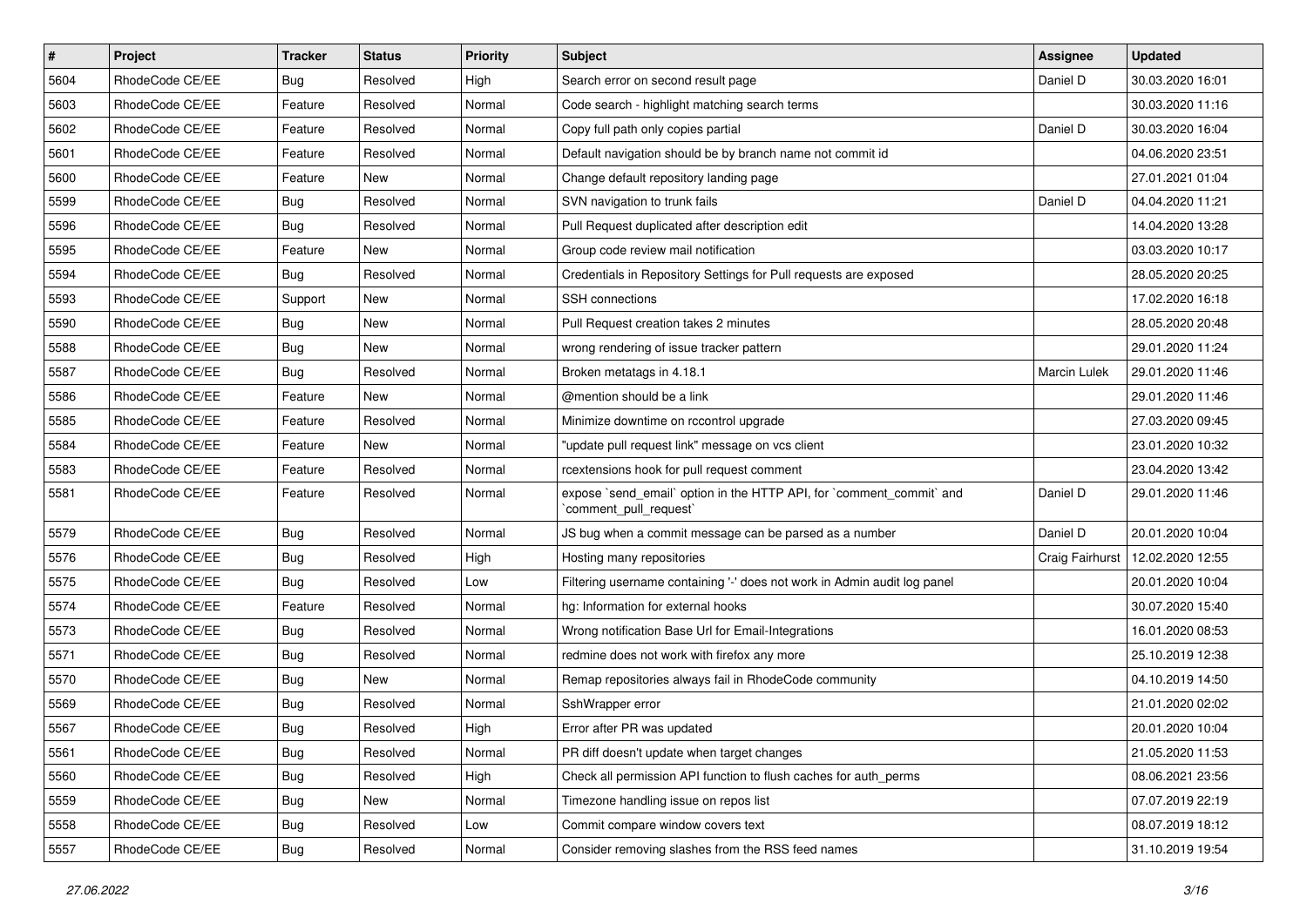| # | Project | Tracker | Status | Priority | Subject | Assignee | Updated |
|---|---|---|---|---|---|---|---|
| 5604 | RhodeCode CE/EE | Bug | Resolved | High | Search error on second result page | Daniel D | 30.03.2020 16:01 |
| 5603 | RhodeCode CE/EE | Feature | Resolved | Normal | Code search - highlight matching search terms | | 30.03.2020 11:16 |
| 5602 | RhodeCode CE/EE | Feature | Resolved | Normal | Copy full path only copies partial | Daniel D | 30.03.2020 16:04 |
| 5601 | RhodeCode CE/EE | Feature | Resolved | Normal | Default navigation should be by branch name not commit id | | 04.06.2020 23:51 |
| 5600 | RhodeCode CE/EE | Feature | New | Normal | Change default repository landing page | | 27.01.2021 01:04 |
| 5599 | RhodeCode CE/EE | Bug | Resolved | Normal | SVN navigation to trunk fails | Daniel D | 04.04.2020 11:21 |
| 5596 | RhodeCode CE/EE | Bug | Resolved | Normal | Pull Request duplicated after description edit | | 14.04.2020 13:28 |
| 5595 | RhodeCode CE/EE | Feature | New | Normal | Group code review mail notification | | 03.03.2020 10:17 |
| 5594 | RhodeCode CE/EE | Bug | Resolved | Normal | Credentials in Repository Settings for Pull requests are exposed | | 28.05.2020 20:25 |
| 5593 | RhodeCode CE/EE | Support | New | Normal | SSH connections | | 17.02.2020 16:18 |
| 5590 | RhodeCode CE/EE | Bug | New | Normal | Pull Request creation takes 2 minutes | | 28.05.2020 20:48 |
| 5588 | RhodeCode CE/EE | Bug | New | Normal | wrong rendering of issue tracker pattern | | 29.01.2020 11:24 |
| 5587 | RhodeCode CE/EE | Bug | Resolved | Normal | Broken metatags in 4.18.1 | Marcin Lulek | 29.01.2020 11:46 |
| 5586 | RhodeCode CE/EE | Feature | New | Normal | @mention should be a link | | 29.01.2020 11:46 |
| 5585 | RhodeCode CE/EE | Feature | Resolved | Normal | Minimize downtime on rccontrol upgrade | | 27.03.2020 09:45 |
| 5584 | RhodeCode CE/EE | Feature | New | Normal | "update pull request link" message on vcs client | | 23.01.2020 10:32 |
| 5583 | RhodeCode CE/EE | Feature | Resolved | Normal | rcextensions hook for pull request comment | | 23.04.2020 13:42 |
| 5581 | RhodeCode CE/EE | Feature | Resolved | Normal | expose `send_email` option in the HTTP API, for `comment_commit` and `comment_pull_request` | Daniel D | 29.01.2020 11:46 |
| 5579 | RhodeCode CE/EE | Bug | Resolved | Normal | JS bug when a commit message can be parsed as a number | Daniel D | 20.01.2020 10:04 |
| 5576 | RhodeCode CE/EE | Bug | Resolved | High | Hosting many repositories | Craig Fairhurst | 12.02.2020 12:55 |
| 5575 | RhodeCode CE/EE | Bug | Resolved | Low | Filtering username containing '-' does not work in Admin audit log panel | | 20.01.2020 10:04 |
| 5574 | RhodeCode CE/EE | Feature | Resolved | Normal | hg: Information for external hooks | | 30.07.2020 15:40 |
| 5573 | RhodeCode CE/EE | Bug | Resolved | Normal | Wrong notification Base Url for Email-Integrations | | 16.01.2020 08:53 |
| 5571 | RhodeCode CE/EE | Bug | Resolved | Normal | redmine does not work with firefox any more | | 25.10.2019 12:38 |
| 5570 | RhodeCode CE/EE | Bug | New | Normal | Remap repositories always fail in RhodeCode community | | 04.10.2019 14:50 |
| 5569 | RhodeCode CE/EE | Bug | Resolved | Normal | SshWrapper error | | 21.01.2020 02:02 |
| 5567 | RhodeCode CE/EE | Bug | Resolved | High | Error after PR was updated | | 20.01.2020 10:04 |
| 5561 | RhodeCode CE/EE | Bug | Resolved | Normal | PR diff doesn't update when target changes | | 21.05.2020 11:53 |
| 5560 | RhodeCode CE/EE | Bug | Resolved | High | Check all permission API function to flush caches for auth_perms | | 08.06.2021 23:56 |
| 5559 | RhodeCode CE/EE | Bug | New | Normal | Timezone handling issue on repos list | | 07.07.2019 22:19 |
| 5558 | RhodeCode CE/EE | Bug | Resolved | Low | Commit compare window covers text | | 08.07.2019 18:12 |
| 5557 | RhodeCode CE/EE | Bug | Resolved | Normal | Consider removing slashes from the RSS feed names | | 31.10.2019 19:54 |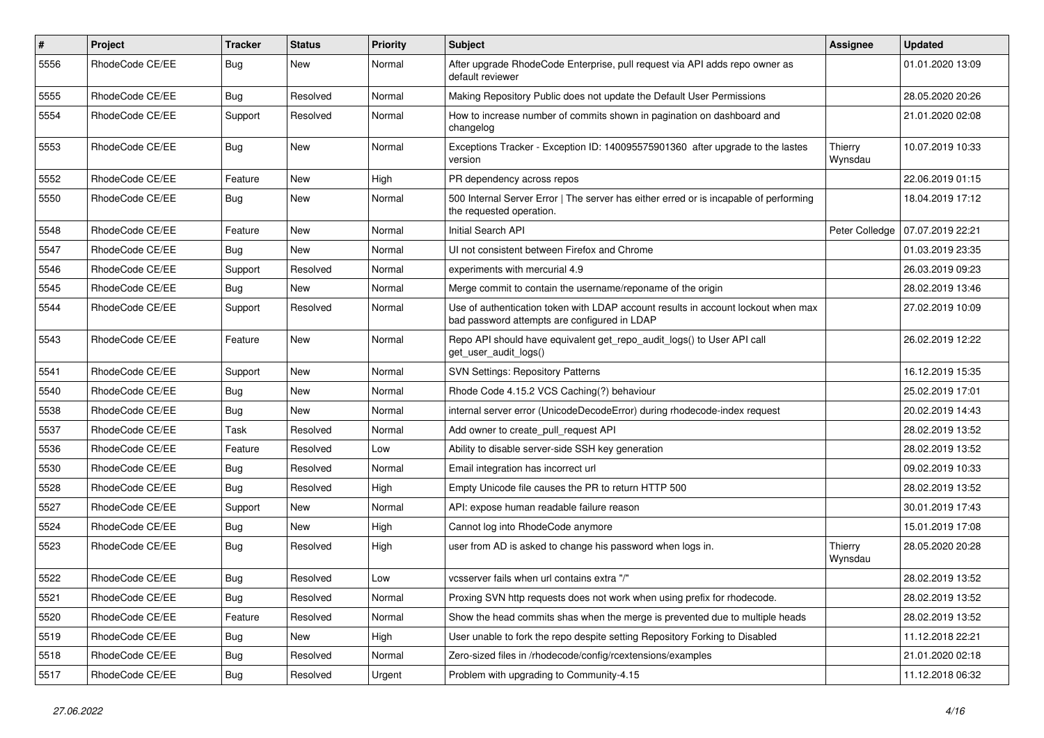| # | Project | Tracker | Status | Priority | Subject | Assignee | Updated |
|---|---|---|---|---|---|---|---|
| 5556 | RhodeCode CE/EE | Bug | New | Normal | After upgrade RhodeCode Enterprise, pull request via API adds repo owner as default reviewer | | 01.01.2020 13:09 |
| 5555 | RhodeCode CE/EE | Bug | Resolved | Normal | Making Repository Public does not update the Default User Permissions | | 28.05.2020 20:26 |
| 5554 | RhodeCode CE/EE | Support | Resolved | Normal | How to increase number of commits shown in pagination on dashboard and changelog | | 21.01.2020 02:08 |
| 5553 | RhodeCode CE/EE | Bug | New | Normal | Exceptions Tracker - Exception ID: 140095575901360 after upgrade to the lastes version | Thierry Wynsdau | 10.07.2019 10:33 |
| 5552 | RhodeCode CE/EE | Feature | New | High | PR dependency across repos | | 22.06.2019 01:15 |
| 5550 | RhodeCode CE/EE | Bug | New | Normal | 500 Internal Server Error \| The server has either erred or is incapable of performing the requested operation. | | 18.04.2019 17:12 |
| 5548 | RhodeCode CE/EE | Feature | New | Normal | Initial Search API | Peter Colledge | 07.07.2019 22:21 |
| 5547 | RhodeCode CE/EE | Bug | New | Normal | UI not consistent between Firefox and Chrome | | 01.03.2019 23:35 |
| 5546 | RhodeCode CE/EE | Support | Resolved | Normal | experiments with mercurial 4.9 | | 26.03.2019 09:23 |
| 5545 | RhodeCode CE/EE | Bug | New | Normal | Merge commit to contain the username/reponame of the origin | | 28.02.2019 13:46 |
| 5544 | RhodeCode CE/EE | Support | Resolved | Normal | Use of authentication token with LDAP account results in account lockout when max bad password attempts are configured in LDAP | | 27.02.2019 10:09 |
| 5543 | RhodeCode CE/EE | Feature | New | Normal | Repo API should have equivalent get_repo_audit_logs() to User API call get_user_audit_logs() | | 26.02.2019 12:22 |
| 5541 | RhodeCode CE/EE | Support | New | Normal | SVN Settings: Repository Patterns | | 16.12.2019 15:35 |
| 5540 | RhodeCode CE/EE | Bug | New | Normal | Rhode Code 4.15.2 VCS Caching(?) behaviour | | 25.02.2019 17:01 |
| 5538 | RhodeCode CE/EE | Bug | New | Normal | internal server error (UnicodeDecodeError) during rhodecode-index request | | 20.02.2019 14:43 |
| 5537 | RhodeCode CE/EE | Task | Resolved | Normal | Add owner to create_pull_request API | | 28.02.2019 13:52 |
| 5536 | RhodeCode CE/EE | Feature | Resolved | Low | Ability to disable server-side SSH key generation | | 28.02.2019 13:52 |
| 5530 | RhodeCode CE/EE | Bug | Resolved | Normal | Email integration has incorrect url | | 09.02.2019 10:33 |
| 5528 | RhodeCode CE/EE | Bug | Resolved | High | Empty Unicode file causes the PR to return HTTP 500 | | 28.02.2019 13:52 |
| 5527 | RhodeCode CE/EE | Support | New | Normal | API: expose human readable failure reason | | 30.01.2019 17:43 |
| 5524 | RhodeCode CE/EE | Bug | New | High | Cannot log into RhodeCode anymore | | 15.01.2019 17:08 |
| 5523 | RhodeCode CE/EE | Bug | Resolved | High | user from AD is asked to change his password when logs in. | Thierry Wynsdau | 28.05.2020 20:28 |
| 5522 | RhodeCode CE/EE | Bug | Resolved | Low | vcsserver fails when url contains extra "/" | | 28.02.2019 13:52 |
| 5521 | RhodeCode CE/EE | Bug | Resolved | Normal | Proxing SVN http requests does not work when using prefix for rhodecode. | | 28.02.2019 13:52 |
| 5520 | RhodeCode CE/EE | Feature | Resolved | Normal | Show the head commits shas when the merge is prevented due to multiple heads | | 28.02.2019 13:52 |
| 5519 | RhodeCode CE/EE | Bug | New | High | User unable to fork the repo despite setting Repository Forking to Disabled | | 11.12.2018 22:21 |
| 5518 | RhodeCode CE/EE | Bug | Resolved | Normal | Zero-sized files in /rhodecode/config/rcextensions/examples | | 21.01.2020 02:18 |
| 5517 | RhodeCode CE/EE | Bug | Resolved | Urgent | Problem with upgrading to Community-4.15 | | 11.12.2018 06:32 |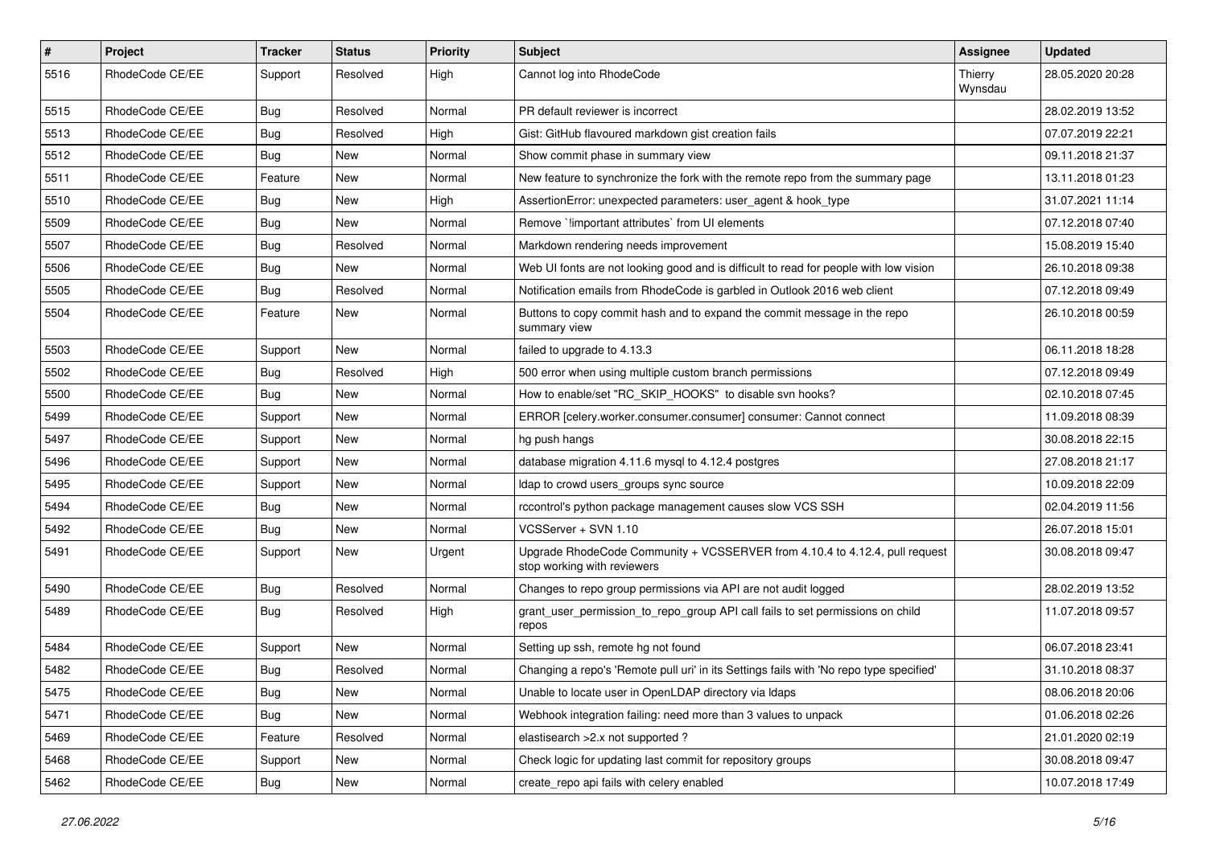| # | Project | Tracker | Status | Priority | Subject | Assignee | Updated |
|---|---|---|---|---|---|---|---|
| 5516 | RhodeCode CE/EE | Support | Resolved | High | Cannot log into RhodeCode | Thierry Wynsdau | 28.05.2020 20:28 |
| 5515 | RhodeCode CE/EE | Bug | Resolved | Normal | PR default reviewer is incorrect | | 28.02.2019 13:52 |
| 5513 | RhodeCode CE/EE | Bug | Resolved | High | Gist: GitHub flavoured markdown gist creation fails | | 07.07.2019 22:21 |
| 5512 | RhodeCode CE/EE | Bug | New | Normal | Show commit phase in summary view | | 09.11.2018 21:37 |
| 5511 | RhodeCode CE/EE | Feature | New | Normal | New feature to synchronize the fork with the remote repo from the summary page | | 13.11.2018 01:23 |
| 5510 | RhodeCode CE/EE | Bug | New | High | AssertionError: unexpected parameters: user_agent & hook_type | | 31.07.2021 11:14 |
| 5509 | RhodeCode CE/EE | Bug | New | Normal | Remove `!important attributes` from UI elements | | 07.12.2018 07:40 |
| 5507 | RhodeCode CE/EE | Bug | Resolved | Normal | Markdown rendering needs improvement | | 15.08.2019 15:40 |
| 5506 | RhodeCode CE/EE | Bug | New | Normal | Web UI fonts are not looking good and is difficult to read for people with low vision | | 26.10.2018 09:38 |
| 5505 | RhodeCode CE/EE | Bug | Resolved | Normal | Notification emails from RhodeCode is garbled in Outlook 2016 web client | | 07.12.2018 09:49 |
| 5504 | RhodeCode CE/EE | Feature | New | Normal | Buttons to copy commit hash and to expand the commit message in the repo summary view | | 26.10.2018 00:59 |
| 5503 | RhodeCode CE/EE | Support | New | Normal | failed to upgrade to 4.13.3 | | 06.11.2018 18:28 |
| 5502 | RhodeCode CE/EE | Bug | Resolved | High | 500 error when using multiple custom branch permissions | | 07.12.2018 09:49 |
| 5500 | RhodeCode CE/EE | Bug | New | Normal | How to enable/set "RC_SKIP_HOOKS" to disable svn hooks? | | 02.10.2018 07:45 |
| 5499 | RhodeCode CE/EE | Support | New | Normal | ERROR [celery.worker.consumer.consumer] consumer: Cannot connect | | 11.09.2018 08:39 |
| 5497 | RhodeCode CE/EE | Support | New | Normal | hg push hangs | | 30.08.2018 22:15 |
| 5496 | RhodeCode CE/EE | Support | New | Normal | database migration 4.11.6 mysql to 4.12.4 postgres | | 27.08.2018 21:17 |
| 5495 | RhodeCode CE/EE | Support | New | Normal | ldap to crowd users_groups sync source | | 10.09.2018 22:09 |
| 5494 | RhodeCode CE/EE | Bug | New | Normal | rccontrol's python package management causes slow VCS SSH | | 02.04.2019 11:56 |
| 5492 | RhodeCode CE/EE | Bug | New | Normal | VCSServer + SVN 1.10 | | 26.07.2018 15:01 |
| 5491 | RhodeCode CE/EE | Support | New | Urgent | Upgrade RhodeCode Community + VCSSERVER from 4.10.4 to 4.12.4, pull request stop working with reviewers | | 30.08.2018 09:47 |
| 5490 | RhodeCode CE/EE | Bug | Resolved | Normal | Changes to repo group permissions via API are not audit logged | | 28.02.2019 13:52 |
| 5489 | RhodeCode CE/EE | Bug | Resolved | High | grant_user_permission_to_repo_group API call fails to set permissions on child repos | | 11.07.2018 09:57 |
| 5484 | RhodeCode CE/EE | Support | New | Normal | Setting up ssh, remote hg not found | | 06.07.2018 23:41 |
| 5482 | RhodeCode CE/EE | Bug | Resolved | Normal | Changing a repo's 'Remote pull uri' in its Settings fails with 'No repo type specified' | | 31.10.2018 08:37 |
| 5475 | RhodeCode CE/EE | Bug | New | Normal | Unable to locate user in OpenLDAP directory via ldaps | | 08.06.2018 20:06 |
| 5471 | RhodeCode CE/EE | Bug | New | Normal | Webhook integration failing: need more than 3 values to unpack | | 01.06.2018 02:26 |
| 5469 | RhodeCode CE/EE | Feature | Resolved | Normal | elastisearch >2.x not supported ? | | 21.01.2020 02:19 |
| 5468 | RhodeCode CE/EE | Support | New | Normal | Check logic for updating last commit for repository groups | | 30.08.2018 09:47 |
| 5462 | RhodeCode CE/EE | Bug | New | Normal | create_repo api fails with celery enabled | | 10.07.2018 17:49 |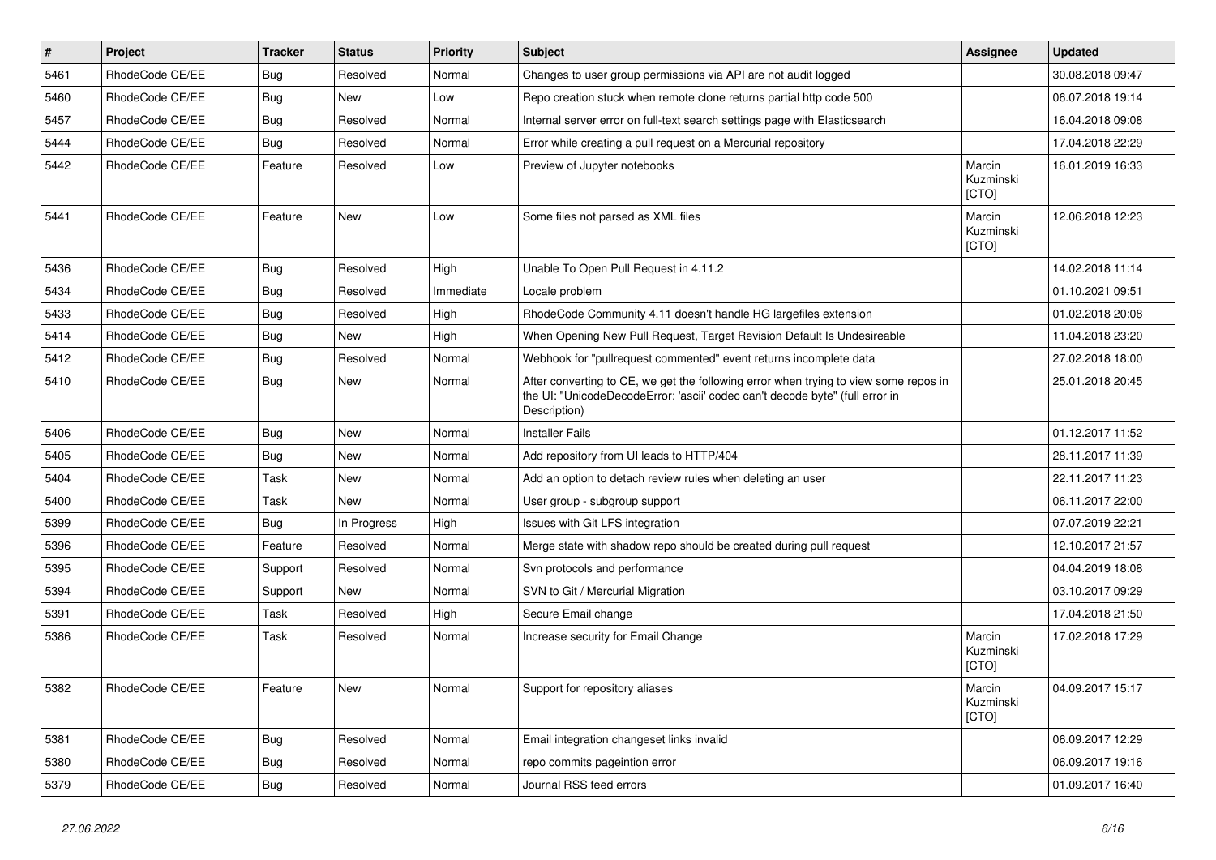| # | Project | Tracker | Status | Priority | Subject | Assignee | Updated |
|---|---|---|---|---|---|---|---|
| 5461 | RhodeCode CE/EE | Bug | Resolved | Normal | Changes to user group permissions via API are not audit logged | | 30.08.2018 09:47 |
| 5460 | RhodeCode CE/EE | Bug | New | Low | Repo creation stuck when remote clone returns partial http code 500 | | 06.07.2018 19:14 |
| 5457 | RhodeCode CE/EE | Bug | Resolved | Normal | Internal server error on full-text search settings page with Elasticsearch | | 16.04.2018 09:08 |
| 5444 | RhodeCode CE/EE | Bug | Resolved | Normal | Error while creating a pull request on a Mercurial repository | | 17.04.2018 22:29 |
| 5442 | RhodeCode CE/EE | Feature | Resolved | Low | Preview of Jupyter notebooks | Marcin Kuzminski [CTO] | 16.01.2019 16:33 |
| 5441 | RhodeCode CE/EE | Feature | New | Low | Some files not parsed as XML files | Marcin Kuzminski [CTO] | 12.06.2018 12:23 |
| 5436 | RhodeCode CE/EE | Bug | Resolved | High | Unable To Open Pull Request in 4.11.2 | | 14.02.2018 11:14 |
| 5434 | RhodeCode CE/EE | Bug | Resolved | Immediate | Locale problem | | 01.10.2021 09:51 |
| 5433 | RhodeCode CE/EE | Bug | Resolved | High | RhodeCode Community 4.11 doesn't handle HG largefiles extension | | 01.02.2018 20:08 |
| 5414 | RhodeCode CE/EE | Bug | New | High | When Opening New Pull Request, Target Revision Default Is Undesireable | | 11.04.2018 23:20 |
| 5412 | RhodeCode CE/EE | Bug | Resolved | Normal | Webhook for "pullrequest commented" event returns incomplete data | | 27.02.2018 18:00 |
| 5410 | RhodeCode CE/EE | Bug | New | Normal | After converting to CE, we get the following error when trying to view some repos in the UI: "UnicodeDecodeError: 'ascii' codec can't decode byte" (full error in Description) | | 25.01.2018 20:45 |
| 5406 | RhodeCode CE/EE | Bug | New | Normal | Installer Fails | | 01.12.2017 11:52 |
| 5405 | RhodeCode CE/EE | Bug | New | Normal | Add repository from UI leads to HTTP/404 | | 28.11.2017 11:39 |
| 5404 | RhodeCode CE/EE | Task | New | Normal | Add an option to detach review rules when deleting an user | | 22.11.2017 11:23 |
| 5400 | RhodeCode CE/EE | Task | New | Normal | User group - subgroup support | | 06.11.2017 22:00 |
| 5399 | RhodeCode CE/EE | Bug | In Progress | High | Issues with Git LFS integration | | 07.07.2019 22:21 |
| 5396 | RhodeCode CE/EE | Feature | Resolved | Normal | Merge state with shadow repo should be created during pull request | | 12.10.2017 21:57 |
| 5395 | RhodeCode CE/EE | Support | Resolved | Normal | Svn protocols and performance | | 04.04.2019 18:08 |
| 5394 | RhodeCode CE/EE | Support | New | Normal | SVN to Git / Mercurial Migration | | 03.10.2017 09:29 |
| 5391 | RhodeCode CE/EE | Task | Resolved | High | Secure Email change | | 17.04.2018 21:50 |
| 5386 | RhodeCode CE/EE | Task | Resolved | Normal | Increase security for Email Change | Marcin Kuzminski [CTO] | 17.02.2018 17:29 |
| 5382 | RhodeCode CE/EE | Feature | New | Normal | Support for repository aliases | Marcin Kuzminski [CTO] | 04.09.2017 15:17 |
| 5381 | RhodeCode CE/EE | Bug | Resolved | Normal | Email integration changeset links invalid | | 06.09.2017 12:29 |
| 5380 | RhodeCode CE/EE | Bug | Resolved | Normal | repo commits pageintion error | | 06.09.2017 19:16 |
| 5379 | RhodeCode CE/EE | Bug | Resolved | Normal | Journal RSS feed errors | | 01.09.2017 16:40 |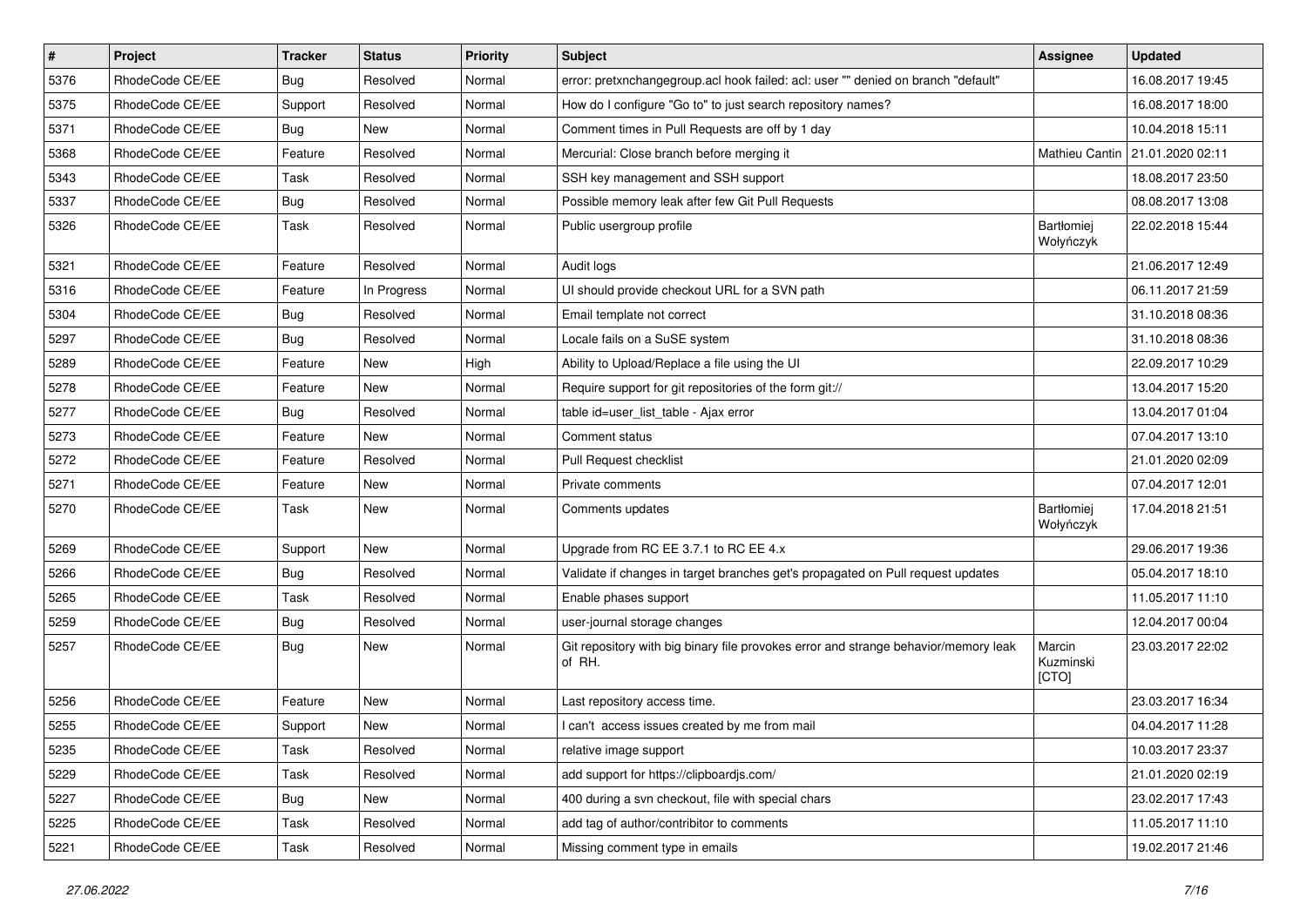| # | Project | Tracker | Status | Priority | Subject | Assignee | Updated |
|---|---|---|---|---|---|---|---|
| 5376 | RhodeCode CE/EE | Bug | Resolved | Normal | error: pretxnchangegroup.acl hook failed: acl: user "" denied on branch "default" | | 16.08.2017 19:45 |
| 5375 | RhodeCode CE/EE | Support | Resolved | Normal | How do I configure "Go to" to just search repository names? | | 16.08.2017 18:00 |
| 5371 | RhodeCode CE/EE | Bug | New | Normal | Comment times in Pull Requests are off by 1 day | | 10.04.2018 15:11 |
| 5368 | RhodeCode CE/EE | Feature | Resolved | Normal | Mercurial: Close branch before merging it | Mathieu Cantin | 21.01.2020 02:11 |
| 5343 | RhodeCode CE/EE | Task | Resolved | Normal | SSH key management and SSH support | | 18.08.2017 23:50 |
| 5337 | RhodeCode CE/EE | Bug | Resolved | Normal | Possible memory leak after few Git Pull Requests | | 08.08.2017 13:08 |
| 5326 | RhodeCode CE/EE | Task | Resolved | Normal | Public usergroup profile | Bartłomiej Wołyńczyk | 22.02.2018 15:44 |
| 5321 | RhodeCode CE/EE | Feature | Resolved | Normal | Audit logs | | 21.06.2017 12:49 |
| 5316 | RhodeCode CE/EE | Feature | In Progress | Normal | UI should provide checkout URL for a SVN path | | 06.11.2017 21:59 |
| 5304 | RhodeCode CE/EE | Bug | Resolved | Normal | Email template not correct | | 31.10.2018 08:36 |
| 5297 | RhodeCode CE/EE | Bug | Resolved | Normal | Locale fails on a SuSE system | | 31.10.2018 08:36 |
| 5289 | RhodeCode CE/EE | Feature | New | High | Ability to Upload/Replace a file using the UI | | 22.09.2017 10:29 |
| 5278 | RhodeCode CE/EE | Feature | New | Normal | Require support for git repositories of the form git:// | | 13.04.2017 15:20 |
| 5277 | RhodeCode CE/EE | Bug | Resolved | Normal | table id=user_list_table - Ajax error | | 13.04.2017 01:04 |
| 5273 | RhodeCode CE/EE | Feature | New | Normal | Comment status | | 07.04.2017 13:10 |
| 5272 | RhodeCode CE/EE | Feature | Resolved | Normal | Pull Request checklist | | 21.01.2020 02:09 |
| 5271 | RhodeCode CE/EE | Feature | New | Normal | Private comments | | 07.04.2017 12:01 |
| 5270 | RhodeCode CE/EE | Task | New | Normal | Comments updates | Bartłomiej Wołyńczyk | 17.04.2018 21:51 |
| 5269 | RhodeCode CE/EE | Support | New | Normal | Upgrade from RC EE 3.7.1 to RC EE 4.x | | 29.06.2017 19:36 |
| 5266 | RhodeCode CE/EE | Bug | Resolved | Normal | Validate if changes in target branches get's propagated on Pull request updates | | 05.04.2017 18:10 |
| 5265 | RhodeCode CE/EE | Task | Resolved | Normal | Enable phases support | | 11.05.2017 11:10 |
| 5259 | RhodeCode CE/EE | Bug | Resolved | Normal | user-journal storage changes | | 12.04.2017 00:04 |
| 5257 | RhodeCode CE/EE | Bug | New | Normal | Git repository with big binary file provokes error and strange behavior/memory leak of RH. | Marcin Kuzminski [CTO] | 23.03.2017 22:02 |
| 5256 | RhodeCode CE/EE | Feature | New | Normal | Last repository access time. | | 23.03.2017 16:34 |
| 5255 | RhodeCode CE/EE | Support | New | Normal | I can't access issues created by me from mail | | 04.04.2017 11:28 |
| 5235 | RhodeCode CE/EE | Task | Resolved | Normal | relative image support | | 10.03.2017 23:37 |
| 5229 | RhodeCode CE/EE | Task | Resolved | Normal | add support for https://clipboardjs.com/ | | 21.01.2020 02:19 |
| 5227 | RhodeCode CE/EE | Bug | New | Normal | 400 during a svn checkout, file with special chars | | 23.02.2017 17:43 |
| 5225 | RhodeCode CE/EE | Task | Resolved | Normal | add tag of author/contribitor to comments | | 11.05.2017 11:10 |
| 5221 | RhodeCode CE/EE | Task | Resolved | Normal | Missing comment type in emails | | 19.02.2017 21:46 |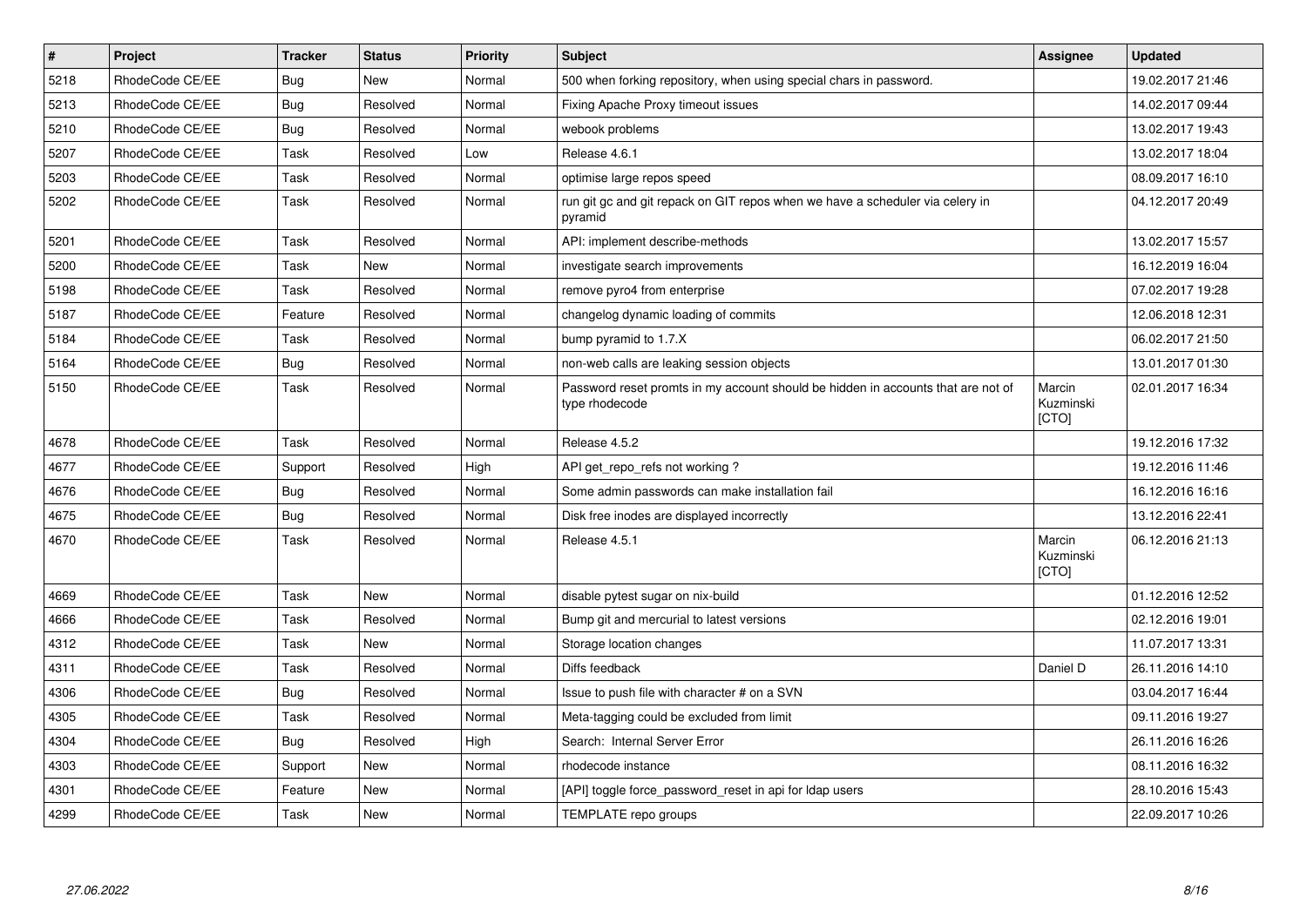| # | Project | Tracker | Status | Priority | Subject | Assignee | Updated |
| --- | --- | --- | --- | --- | --- | --- | --- |
| 5218 | RhodeCode CE/EE | Bug | New | Normal | 500 when forking repository, when using special chars in password. | | 19.02.2017 21:46 |
| 5213 | RhodeCode CE/EE | Bug | Resolved | Normal | Fixing Apache Proxy timeout issues | | 14.02.2017 09:44 |
| 5210 | RhodeCode CE/EE | Bug | Resolved | Normal | webook problems | | 13.02.2017 19:43 |
| 5207 | RhodeCode CE/EE | Task | Resolved | Low | Release 4.6.1 | | 13.02.2017 18:04 |
| 5203 | RhodeCode CE/EE | Task | Resolved | Normal | optimise large repos speed | | 08.09.2017 16:10 |
| 5202 | RhodeCode CE/EE | Task | Resolved | Normal | run git gc and git repack on GIT repos when we have a scheduler via celery in pyramid | | 04.12.2017 20:49 |
| 5201 | RhodeCode CE/EE | Task | Resolved | Normal | API: implement describe-methods | | 13.02.2017 15:57 |
| 5200 | RhodeCode CE/EE | Task | New | Normal | investigate search improvements | | 16.12.2019 16:04 |
| 5198 | RhodeCode CE/EE | Task | Resolved | Normal | remove pyro4 from enterprise | | 07.02.2017 19:28 |
| 5187 | RhodeCode CE/EE | Feature | Resolved | Normal | changelog dynamic loading of commits | | 12.06.2018 12:31 |
| 5184 | RhodeCode CE/EE | Task | Resolved | Normal | bump pyramid to 1.7.X | | 06.02.2017 21:50 |
| 5164 | RhodeCode CE/EE | Bug | Resolved | Normal | non-web calls are leaking session objects | | 13.01.2017 01:30 |
| 5150 | RhodeCode CE/EE | Task | Resolved | Normal | Password reset promts in my account should be hidden in accounts that are not of type rhodecode | Marcin Kuzminski [CTO] | 02.01.2017 16:34 |
| 4678 | RhodeCode CE/EE | Task | Resolved | Normal | Release 4.5.2 | | 19.12.2016 17:32 |
| 4677 | RhodeCode CE/EE | Support | Resolved | High | API get_repo_refs not working ? | | 19.12.2016 11:46 |
| 4676 | RhodeCode CE/EE | Bug | Resolved | Normal | Some admin passwords can make installation fail | | 16.12.2016 16:16 |
| 4675 | RhodeCode CE/EE | Bug | Resolved | Normal | Disk free inodes are displayed incorrectly | | 13.12.2016 22:41 |
| 4670 | RhodeCode CE/EE | Task | Resolved | Normal | Release 4.5.1 | Marcin Kuzminski [CTO] | 06.12.2016 21:13 |
| 4669 | RhodeCode CE/EE | Task | New | Normal | disable pytest sugar on nix-build | | 01.12.2016 12:52 |
| 4666 | RhodeCode CE/EE | Task | Resolved | Normal | Bump git and mercurial to latest versions | | 02.12.2016 19:01 |
| 4312 | RhodeCode CE/EE | Task | New | Normal | Storage location changes | | 11.07.2017 13:31 |
| 4311 | RhodeCode CE/EE | Task | Resolved | Normal | Diffs feedback | Daniel D | 26.11.2016 14:10 |
| 4306 | RhodeCode CE/EE | Bug | Resolved | Normal | Issue to push file with character # on a SVN | | 03.04.2017 16:44 |
| 4305 | RhodeCode CE/EE | Task | Resolved | Normal | Meta-tagging could be excluded from limit | | 09.11.2016 19:27 |
| 4304 | RhodeCode CE/EE | Bug | Resolved | High | Search: Internal Server Error | | 26.11.2016 16:26 |
| 4303 | RhodeCode CE/EE | Support | New | Normal | rhodecode instance | | 08.11.2016 16:32 |
| 4301 | RhodeCode CE/EE | Feature | New | Normal | [API] toggle force_password_reset in api for ldap users | | 28.10.2016 15:43 |
| 4299 | RhodeCode CE/EE | Task | New | Normal | TEMPLATE repo groups | | 22.09.2017 10:26 |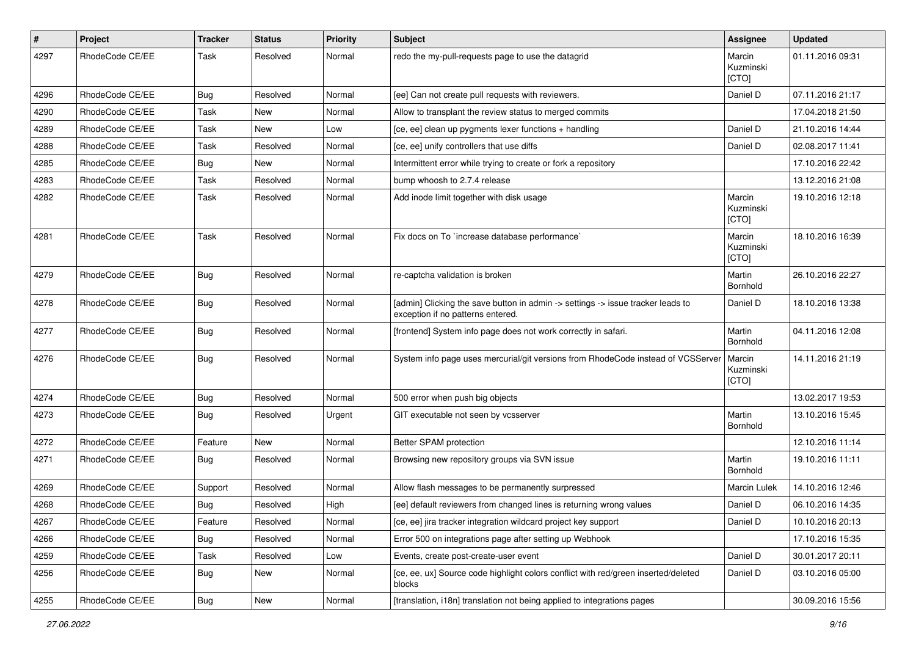| # | Project | Tracker | Status | Priority | Subject | Assignee | Updated |
|---|---|---|---|---|---|---|---|
| 4297 | RhodeCode CE/EE | Task | Resolved | Normal | redo the my-pull-requests page to use the datagrid | Marcin Kuzminski [CTO] | 01.11.2016 09:31 |
| 4296 | RhodeCode CE/EE | Bug | Resolved | Normal | [ee] Can not create pull requests with reviewers. | Daniel D | 07.11.2016 21:17 |
| 4290 | RhodeCode CE/EE | Task | New | Normal | Allow to transplant the review status to merged commits | | 17.04.2018 21:50 |
| 4289 | RhodeCode CE/EE | Task | New | Low | [ce, ee] clean up pygments lexer functions + handling | Daniel D | 21.10.2016 14:44 |
| 4288 | RhodeCode CE/EE | Task | Resolved | Normal | [ce, ee] unify controllers that use diffs | Daniel D | 02.08.2017 11:41 |
| 4285 | RhodeCode CE/EE | Bug | New | Normal | Intermittent error while trying to create or fork a repository | | 17.10.2016 22:42 |
| 4283 | RhodeCode CE/EE | Task | Resolved | Normal | bump whoosh to 2.7.4 release | | 13.12.2016 21:08 |
| 4282 | RhodeCode CE/EE | Task | Resolved | Normal | Add inode limit together with disk usage | Marcin Kuzminski [CTO] | 19.10.2016 12:18 |
| 4281 | RhodeCode CE/EE | Task | Resolved | Normal | Fix docs on To `increase database performance` | Marcin Kuzminski [CTO] | 18.10.2016 16:39 |
| 4279 | RhodeCode CE/EE | Bug | Resolved | Normal | re-captcha validation is broken | Martin Bornhold | 26.10.2016 22:27 |
| 4278 | RhodeCode CE/EE | Bug | Resolved | Normal | [admin] Clicking the save button in admin -> settings -> issue tracker leads to exception if no patterns entered. | Daniel D | 18.10.2016 13:38 |
| 4277 | RhodeCode CE/EE | Bug | Resolved | Normal | [frontend] System info page does not work correctly in safari. | Martin Bornhold | 04.11.2016 12:08 |
| 4276 | RhodeCode CE/EE | Bug | Resolved | Normal | System info page uses mercurial/git versions from RhodeCode instead of VCSServer | Marcin Kuzminski [CTO] | 14.11.2016 21:19 |
| 4274 | RhodeCode CE/EE | Bug | Resolved | Normal | 500 error when push big objects | | 13.02.2017 19:53 |
| 4273 | RhodeCode CE/EE | Bug | Resolved | Urgent | GIT executable not seen by vcsserver | Martin Bornhold | 13.10.2016 15:45 |
| 4272 | RhodeCode CE/EE | Feature | New | Normal | Better SPAM protection | | 12.10.2016 11:14 |
| 4271 | RhodeCode CE/EE | Bug | Resolved | Normal | Browsing new repository groups via SVN issue | Martin Bornhold | 19.10.2016 11:11 |
| 4269 | RhodeCode CE/EE | Support | Resolved | Normal | Allow flash messages to be permanently surpressed | Marcin Lulek | 14.10.2016 12:46 |
| 4268 | RhodeCode CE/EE | Bug | Resolved | High | [ee] default reviewers from changed lines is returning wrong values | Daniel D | 06.10.2016 14:35 |
| 4267 | RhodeCode CE/EE | Feature | Resolved | Normal | [ce, ee] jira tracker integration wildcard project key support | Daniel D | 10.10.2016 20:13 |
| 4266 | RhodeCode CE/EE | Bug | Resolved | Normal | Error 500 on integrations page after setting up Webhook | | 17.10.2016 15:35 |
| 4259 | RhodeCode CE/EE | Task | Resolved | Low | Events, create post-create-user event | Daniel D | 30.01.2017 20:11 |
| 4256 | RhodeCode CE/EE | Bug | New | Normal | [ce, ee, ux] Source code highlight colors conflict with red/green inserted/deleted blocks | Daniel D | 03.10.2016 05:00 |
| 4255 | RhodeCode CE/EE | Bug | New | Normal | [translation, i18n] translation not being applied to integrations pages | | 30.09.2016 15:56 |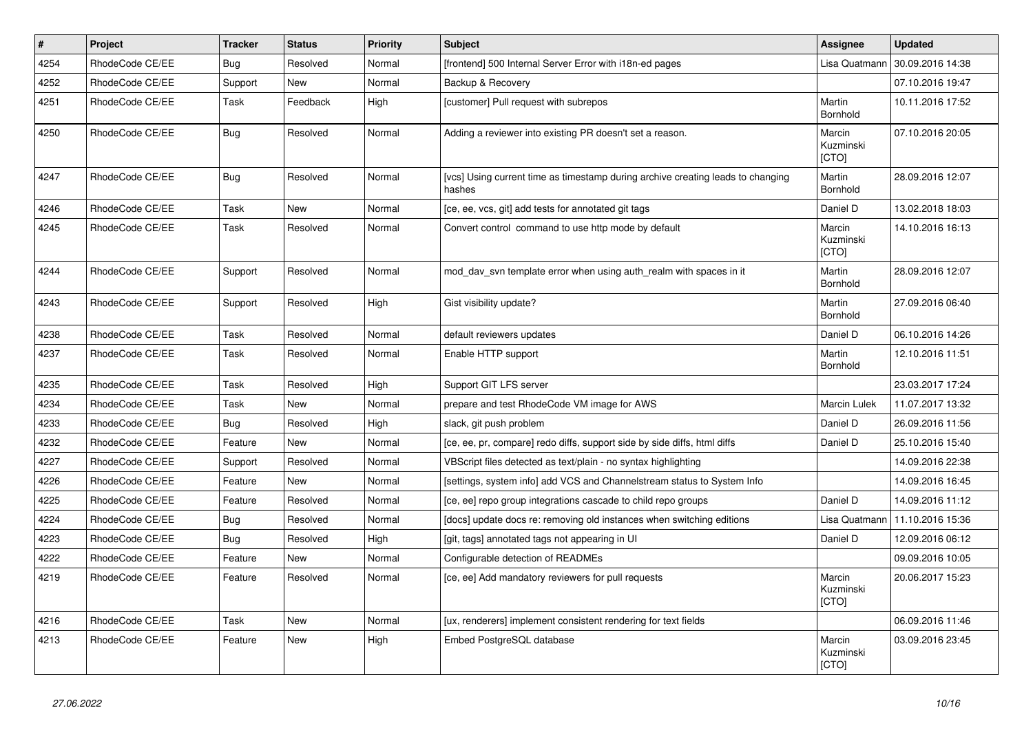| # | Project | Tracker | Status | Priority | Subject | Assignee | Updated |
|---|---|---|---|---|---|---|---|
| 4254 | RhodeCode CE/EE | Bug | Resolved | Normal | [frontend] 500 Internal Server Error with i18n-ed pages | Lisa Quatmann | 30.09.2016 14:38 |
| 4252 | RhodeCode CE/EE | Support | New | Normal | Backup & Recovery | | 07.10.2016 19:47 |
| 4251 | RhodeCode CE/EE | Task | Feedback | High | [customer] Pull request with subrepos | Martin Bornhold | 10.11.2016 17:52 |
| 4250 | RhodeCode CE/EE | Bug | Resolved | Normal | Adding a reviewer into existing PR doesn't set a reason. | Marcin Kuzminski [CTO] | 07.10.2016 20:05 |
| 4247 | RhodeCode CE/EE | Bug | Resolved | Normal | [vcs] Using current time as timestamp during archive creating leads to changing hashes | Martin Bornhold | 28.09.2016 12:07 |
| 4246 | RhodeCode CE/EE | Task | New | Normal | [ce, ee, vcs, git] add tests for annotated git tags | Daniel D | 13.02.2018 18:03 |
| 4245 | RhodeCode CE/EE | Task | Resolved | Normal | Convert control command to use http mode by default | Marcin Kuzminski [CTO] | 14.10.2016 16:13 |
| 4244 | RhodeCode CE/EE | Support | Resolved | Normal | mod_dav_svn template error when using auth_realm with spaces in it | Martin Bornhold | 28.09.2016 12:07 |
| 4243 | RhodeCode CE/EE | Support | Resolved | High | Gist visibility update? | Martin Bornhold | 27.09.2016 06:40 |
| 4238 | RhodeCode CE/EE | Task | Resolved | Normal | default reviewers updates | Daniel D | 06.10.2016 14:26 |
| 4237 | RhodeCode CE/EE | Task | Resolved | Normal | Enable HTTP support | Martin Bornhold | 12.10.2016 11:51 |
| 4235 | RhodeCode CE/EE | Task | Resolved | High | Support GIT LFS server | | 23.03.2017 17:24 |
| 4234 | RhodeCode CE/EE | Task | New | Normal | prepare and test RhodeCode VM image for AWS | Marcin Lulek | 11.07.2017 13:32 |
| 4233 | RhodeCode CE/EE | Bug | Resolved | High | slack, git push problem | Daniel D | 26.09.2016 11:56 |
| 4232 | RhodeCode CE/EE | Feature | New | Normal | [ce, ee, pr, compare] redo diffs, support side by side diffs, html diffs | Daniel D | 25.10.2016 15:40 |
| 4227 | RhodeCode CE/EE | Support | Resolved | Normal | VBScript files detected as text/plain - no syntax highlighting | | 14.09.2016 22:38 |
| 4226 | RhodeCode CE/EE | Feature | New | Normal | [settings, system info] add VCS and Channelstream status to System Info | | 14.09.2016 16:45 |
| 4225 | RhodeCode CE/EE | Feature | Resolved | Normal | [ce, ee] repo group integrations cascade to child repo groups | Daniel D | 14.09.2016 11:12 |
| 4224 | RhodeCode CE/EE | Bug | Resolved | Normal | [docs] update docs re: removing old instances when switching editions | Lisa Quatmann | 11.10.2016 15:36 |
| 4223 | RhodeCode CE/EE | Bug | Resolved | High | [git, tags] annotated tags not appearing in UI | Daniel D | 12.09.2016 06:12 |
| 4222 | RhodeCode CE/EE | Feature | New | Normal | Configurable detection of READMEs | | 09.09.2016 10:05 |
| 4219 | RhodeCode CE/EE | Feature | Resolved | Normal | [ce, ee] Add mandatory reviewers for pull requests | Marcin Kuzminski [CTO] | 20.06.2017 15:23 |
| 4216 | RhodeCode CE/EE | Task | New | Normal | [ux, renderers] implement consistent rendering for text fields | | 06.09.2016 11:46 |
| 4213 | RhodeCode CE/EE | Feature | New | High | Embed PostgreSQL database | Marcin Kuzminski [CTO] | 03.09.2016 23:45 |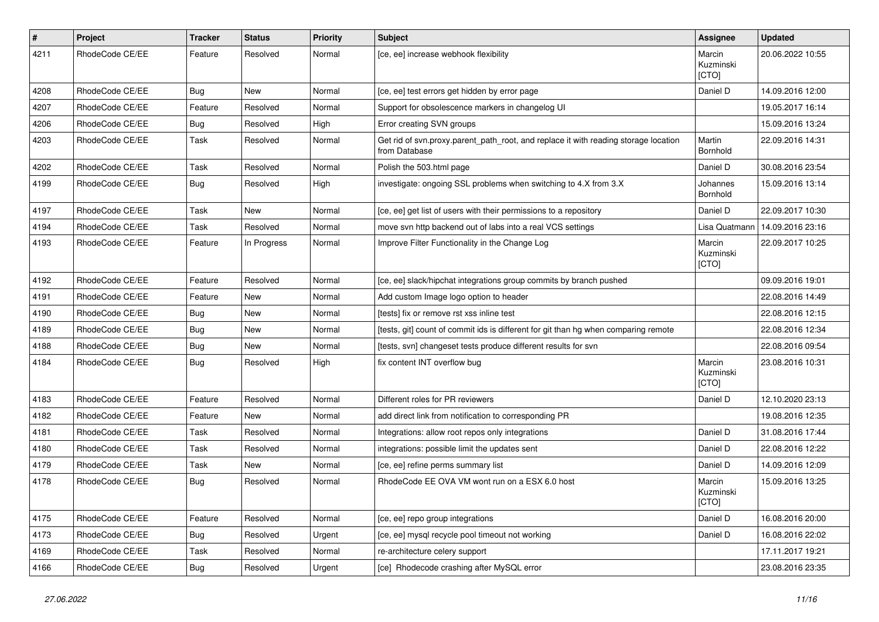| # | Project | Tracker | Status | Priority | Subject | Assignee | Updated |
|---|---|---|---|---|---|---|---|
| 4211 | RhodeCode CE/EE | Feature | Resolved | Normal | [ce, ee] increase webhook flexibility | Marcin Kuzminski [CTO] | 20.06.2022 10:55 |
| 4208 | RhodeCode CE/EE | Bug | New | Normal | [ce, ee] test errors get hidden by error page | Daniel D | 14.09.2016 12:00 |
| 4207 | RhodeCode CE/EE | Feature | Resolved | Normal | Support for obsolescence markers in changelog UI | | 19.05.2017 16:14 |
| 4206 | RhodeCode CE/EE | Bug | Resolved | High | Error creating SVN groups | | 15.09.2016 13:24 |
| 4203 | RhodeCode CE/EE | Task | Resolved | Normal | Get rid of svn.proxy.parent_path_root, and replace it with reading storage location from Database | Martin Bornhold | 22.09.2016 14:31 |
| 4202 | RhodeCode CE/EE | Task | Resolved | Normal | Polish the 503.html page | Daniel D | 30.08.2016 23:54 |
| 4199 | RhodeCode CE/EE | Bug | Resolved | High | investigate: ongoing SSL problems when switching to 4.X from 3.X | Johannes Bornhold | 15.09.2016 13:14 |
| 4197 | RhodeCode CE/EE | Task | New | Normal | [ce, ee] get list of users with their permissions to a repository | Daniel D | 22.09.2017 10:30 |
| 4194 | RhodeCode CE/EE | Task | Resolved | Normal | move svn http backend out of labs into a real VCS settings | Lisa Quatmann | 14.09.2016 23:16 |
| 4193 | RhodeCode CE/EE | Feature | In Progress | Normal | Improve Filter Functionality in the Change Log | Marcin Kuzminski [CTO] | 22.09.2017 10:25 |
| 4192 | RhodeCode CE/EE | Feature | Resolved | Normal | [ce, ee] slack/hipchat integrations group commits by branch pushed | | 09.09.2016 19:01 |
| 4191 | RhodeCode CE/EE | Feature | New | Normal | Add custom Image logo option to header | | 22.08.2016 14:49 |
| 4190 | RhodeCode CE/EE | Bug | New | Normal | [tests] fix or remove rst xss inline test | | 22.08.2016 12:15 |
| 4189 | RhodeCode CE/EE | Bug | New | Normal | [tests, git] count of commit ids is different for git than hg when comparing remote | | 22.08.2016 12:34 |
| 4188 | RhodeCode CE/EE | Bug | New | Normal | [tests, svn] changeset tests produce different results for svn | | 22.08.2016 09:54 |
| 4184 | RhodeCode CE/EE | Bug | Resolved | High | fix content INT overflow bug | Marcin Kuzminski [CTO] | 23.08.2016 10:31 |
| 4183 | RhodeCode CE/EE | Feature | Resolved | Normal | Different roles for PR reviewers | Daniel D | 12.10.2020 23:13 |
| 4182 | RhodeCode CE/EE | Feature | New | Normal | add direct link from notification to corresponding PR | | 19.08.2016 12:35 |
| 4181 | RhodeCode CE/EE | Task | Resolved | Normal | Integrations: allow root repos only integrations | Daniel D | 31.08.2016 17:44 |
| 4180 | RhodeCode CE/EE | Task | Resolved | Normal | integrations: possible limit the updates sent | Daniel D | 22.08.2016 12:22 |
| 4179 | RhodeCode CE/EE | Task | New | Normal | [ce, ee] refine perms summary list | Daniel D | 14.09.2016 12:09 |
| 4178 | RhodeCode CE/EE | Bug | Resolved | Normal | RhodeCode EE OVA VM wont run on a ESX 6.0 host | Marcin Kuzminski [CTO] | 15.09.2016 13:25 |
| 4175 | RhodeCode CE/EE | Feature | Resolved | Normal | [ce, ee] repo group integrations | Daniel D | 16.08.2016 20:00 |
| 4173 | RhodeCode CE/EE | Bug | Resolved | Urgent | [ce, ee] mysql recycle pool timeout not working | Daniel D | 16.08.2016 22:02 |
| 4169 | RhodeCode CE/EE | Task | Resolved | Normal | re-architecture celery support | | 17.11.2017 19:21 |
| 4166 | RhodeCode CE/EE | Bug | Resolved | Urgent | [ce] Rhodecode crashing after MySQL error | | 23.08.2016 23:35 |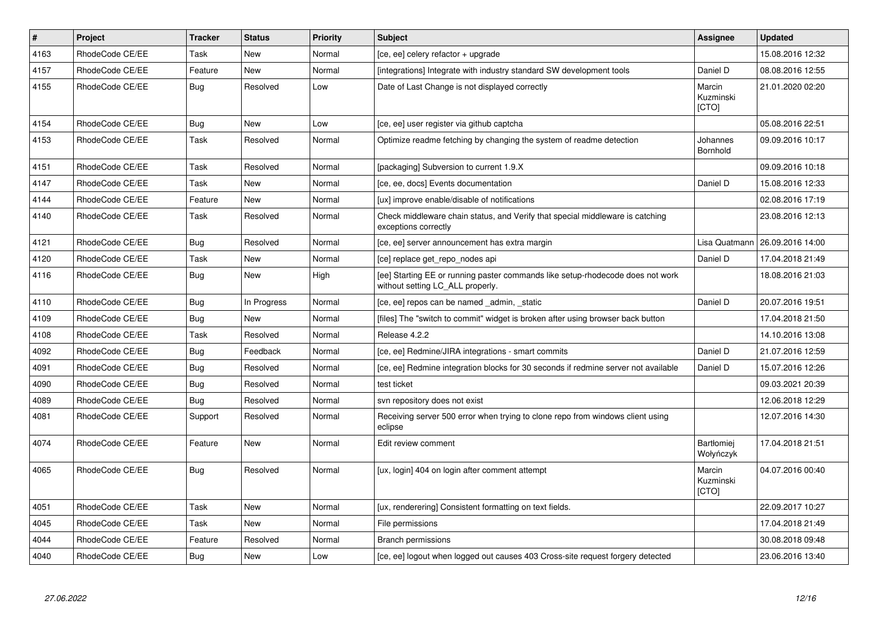| # | Project | Tracker | Status | Priority | Subject | Assignee | Updated |
|---|---|---|---|---|---|---|---|
| 4163 | RhodeCode CE/EE | Task | New | Normal | [ce, ee] celery refactor + upgrade | | 15.08.2016 12:32 |
| 4157 | RhodeCode CE/EE | Feature | New | Normal | [integrations] Integrate with industry standard SW development tools | Daniel D | 08.08.2016 12:55 |
| 4155 | RhodeCode CE/EE | Bug | Resolved | Low | Date of Last Change is not displayed correctly | Marcin Kuzminski [CTO] | 21.01.2020 02:20 |
| 4154 | RhodeCode CE/EE | Bug | New | Low | [ce, ee] user register via github captcha | | 05.08.2016 22:51 |
| 4153 | RhodeCode CE/EE | Task | Resolved | Normal | Optimize readme fetching by changing the system of readme detection | Johannes Bornhold | 09.09.2016 10:17 |
| 4151 | RhodeCode CE/EE | Task | Resolved | Normal | [packaging] Subversion to current 1.9.X | | 09.09.2016 10:18 |
| 4147 | RhodeCode CE/EE | Task | New | Normal | [ce, ee, docs] Events documentation | Daniel D | 15.08.2016 12:33 |
| 4144 | RhodeCode CE/EE | Feature | New | Normal | [ux] improve enable/disable of notifications | | 02.08.2016 17:19 |
| 4140 | RhodeCode CE/EE | Task | Resolved | Normal | Check middleware chain status, and Verify that special middleware is catching exceptions correctly | | 23.08.2016 12:13 |
| 4121 | RhodeCode CE/EE | Bug | Resolved | Normal | [ce, ee] server announcement has extra margin | Lisa Quatmann | 26.09.2016 14:00 |
| 4120 | RhodeCode CE/EE | Task | New | Normal | [ce] replace get_repo_nodes api | Daniel D | 17.04.2018 21:49 |
| 4116 | RhodeCode CE/EE | Bug | New | High | [ee] Starting EE or running paster commands like setup-rhodecode does not work without setting LC_ALL properly. | | 18.08.2016 21:03 |
| 4110 | RhodeCode CE/EE | Bug | In Progress | Normal | [ce, ee] repos can be named _admin, _static | Daniel D | 20.07.2016 19:51 |
| 4109 | RhodeCode CE/EE | Bug | New | Normal | [files] The "switch to commit" widget is broken after using browser back button | | 17.04.2018 21:50 |
| 4108 | RhodeCode CE/EE | Task | Resolved | Normal | Release 4.2.2 | | 14.10.2016 13:08 |
| 4092 | RhodeCode CE/EE | Bug | Feedback | Normal | [ce, ee] Redmine/JIRA integrations - smart commits | Daniel D | 21.07.2016 12:59 |
| 4091 | RhodeCode CE/EE | Bug | Resolved | Normal | [ce, ee] Redmine integration blocks for 30 seconds if redmine server not available | Daniel D | 15.07.2016 12:26 |
| 4090 | RhodeCode CE/EE | Bug | Resolved | Normal | test ticket | | 09.03.2021 20:39 |
| 4089 | RhodeCode CE/EE | Bug | Resolved | Normal | svn repository does not exist | | 12.06.2018 12:29 |
| 4081 | RhodeCode CE/EE | Support | Resolved | Normal | Receiving server 500 error when trying to clone repo from windows client using eclipse | | 12.07.2016 14:30 |
| 4074 | RhodeCode CE/EE | Feature | New | Normal | Edit review comment | Bartłomiej Wołyńczyk | 17.04.2018 21:51 |
| 4065 | RhodeCode CE/EE | Bug | Resolved | Normal | [ux, login] 404 on login after comment attempt | Marcin Kuzminski [CTO] | 04.07.2016 00:40 |
| 4051 | RhodeCode CE/EE | Task | New | Normal | [ux, renderering] Consistent formatting on text fields. | | 22.09.2017 10:27 |
| 4045 | RhodeCode CE/EE | Task | New | Normal | File permissions | | 17.04.2018 21:49 |
| 4044 | RhodeCode CE/EE | Feature | Resolved | Normal | Branch permissions | | 30.08.2018 09:48 |
| 4040 | RhodeCode CE/EE | Bug | New | Low | [ce, ee] logout when logged out causes 403 Cross-site request forgery detected | | 23.06.2016 13:40 |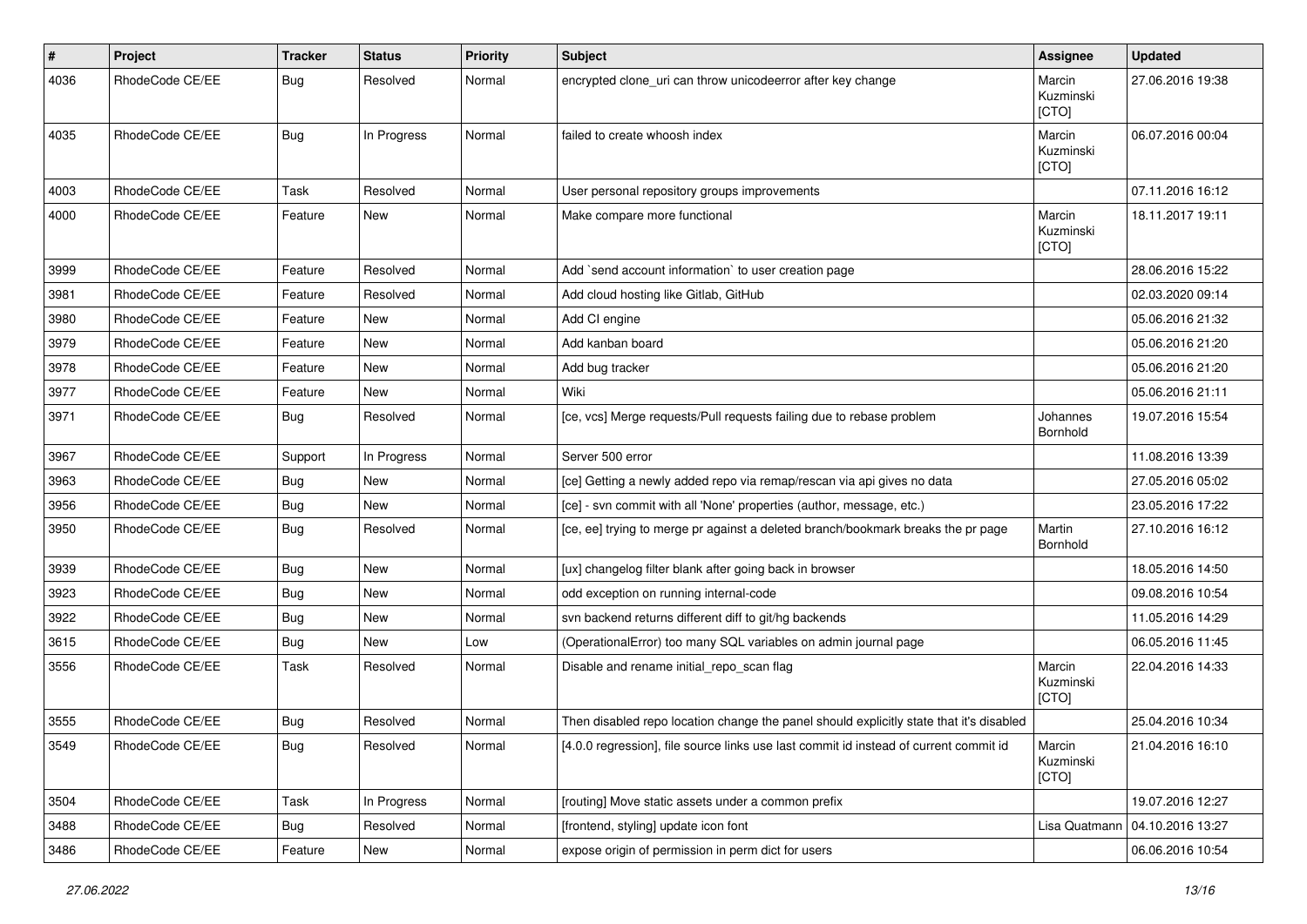| # | Project | Tracker | Status | Priority | Subject | Assignee | Updated |
|---|---|---|---|---|---|---|---|
| 4036 | RhodeCode CE/EE | Bug | Resolved | Normal | encrypted clone_uri can throw unicodeerror after key change | Marcin Kuzminski [CTO] | 27.06.2016 19:38 |
| 4035 | RhodeCode CE/EE | Bug | In Progress | Normal | failed to create whoosh index | Marcin Kuzminski [CTO] | 06.07.2016 00:04 |
| 4003 | RhodeCode CE/EE | Task | Resolved | Normal | User personal repository groups improvements | | 07.11.2016 16:12 |
| 4000 | RhodeCode CE/EE | Feature | New | Normal | Make compare more functional | Marcin Kuzminski [CTO] | 18.11.2017 19:11 |
| 3999 | RhodeCode CE/EE | Feature | Resolved | Normal | Add `send account information` to user creation page | | 28.06.2016 15:22 |
| 3981 | RhodeCode CE/EE | Feature | Resolved | Normal | Add cloud hosting like Gitlab, GitHub | | 02.03.2020 09:14 |
| 3980 | RhodeCode CE/EE | Feature | New | Normal | Add CI engine | | 05.06.2016 21:32 |
| 3979 | RhodeCode CE/EE | Feature | New | Normal | Add kanban board | | 05.06.2016 21:20 |
| 3978 | RhodeCode CE/EE | Feature | New | Normal | Add bug tracker | | 05.06.2016 21:20 |
| 3977 | RhodeCode CE/EE | Feature | New | Normal | Wiki | | 05.06.2016 21:11 |
| 3971 | RhodeCode CE/EE | Bug | Resolved | Normal | [ce, vcs] Merge requests/Pull requests failing due to rebase problem | Johannes Bornhold | 19.07.2016 15:54 |
| 3967 | RhodeCode CE/EE | Support | In Progress | Normal | Server 500 error | | 11.08.2016 13:39 |
| 3963 | RhodeCode CE/EE | Bug | New | Normal | [ce] Getting a newly added repo via remap/rescan via api gives no data | | 27.05.2016 05:02 |
| 3956 | RhodeCode CE/EE | Bug | New | Normal | [ce] - svn commit with all 'None' properties (author, message, etc.) | | 23.05.2016 17:22 |
| 3950 | RhodeCode CE/EE | Bug | Resolved | Normal | [ce, ee] trying to merge pr against a deleted branch/bookmark breaks the pr page | Martin Bornhold | 27.10.2016 16:12 |
| 3939 | RhodeCode CE/EE | Bug | New | Normal | [ux] changelog filter blank after going back in browser | | 18.05.2016 14:50 |
| 3923 | RhodeCode CE/EE | Bug | New | Normal | odd exception on running internal-code | | 09.08.2016 10:54 |
| 3922 | RhodeCode CE/EE | Bug | New | Normal | svn backend returns different diff to git/hg backends | | 11.05.2016 14:29 |
| 3615 | RhodeCode CE/EE | Bug | New | Low | (OperationalError) too many SQL variables on admin journal page | | 06.05.2016 11:45 |
| 3556 | RhodeCode CE/EE | Task | Resolved | Normal | Disable and rename initial_repo_scan flag | Marcin Kuzminski [CTO] | 22.04.2016 14:33 |
| 3555 | RhodeCode CE/EE | Bug | Resolved | Normal | Then disabled repo location change the panel should explicitly state that it's disabled | | 25.04.2016 10:34 |
| 3549 | RhodeCode CE/EE | Bug | Resolved | Normal | [4.0.0 regression], file source links use last commit id instead of current commit id | Marcin Kuzminski [CTO] | 21.04.2016 16:10 |
| 3504 | RhodeCode CE/EE | Task | In Progress | Normal | [routing] Move static assets under a common prefix | | 19.07.2016 12:27 |
| 3488 | RhodeCode CE/EE | Bug | Resolved | Normal | [frontend, styling] update icon font | Lisa Quatmann | 04.10.2016 13:27 |
| 3486 | RhodeCode CE/EE | Feature | New | Normal | expose origin of permission in perm dict for users | | 06.06.2016 10:54 |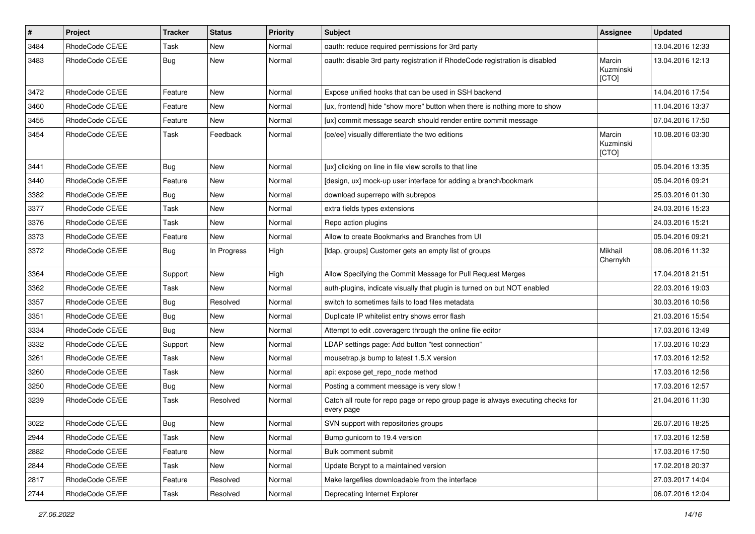| # | Project | Tracker | Status | Priority | Subject | Assignee | Updated |
| --- | --- | --- | --- | --- | --- | --- | --- |
| 3484 | RhodeCode CE/EE | Task | New | Normal | oauth: reduce required permissions for 3rd party | | 13.04.2016 12:33 |
| 3483 | RhodeCode CE/EE | Bug | New | Normal | oauth: disable 3rd party registration if RhodeCode registration is disabled | Marcin Kuzminski [CTO] | 13.04.2016 12:13 |
| 3472 | RhodeCode CE/EE | Feature | New | Normal | Expose unified hooks that can be used in SSH backend | | 14.04.2016 17:54 |
| 3460 | RhodeCode CE/EE | Feature | New | Normal | [ux, frontend] hide "show more" button when there is nothing more to show | | 11.04.2016 13:37 |
| 3455 | RhodeCode CE/EE | Feature | New | Normal | [ux] commit message search should render entire commit message | | 07.04.2016 17:50 |
| 3454 | RhodeCode CE/EE | Task | Feedback | Normal | [ce/ee] visually differentiate the two editions | Marcin Kuzminski [CTO] | 10.08.2016 03:30 |
| 3441 | RhodeCode CE/EE | Bug | New | Normal | [ux] clicking on line in file view scrolls to that line | | 05.04.2016 13:35 |
| 3440 | RhodeCode CE/EE | Feature | New | Normal | [design, ux] mock-up user interface for adding a branch/bookmark | | 05.04.2016 09:21 |
| 3382 | RhodeCode CE/EE | Bug | New | Normal | download superrepo with subrepos | | 25.03.2016 01:30 |
| 3377 | RhodeCode CE/EE | Task | New | Normal | extra fields types extensions | | 24.03.2016 15:23 |
| 3376 | RhodeCode CE/EE | Task | New | Normal | Repo action plugins | | 24.03.2016 15:21 |
| 3373 | RhodeCode CE/EE | Feature | New | Normal | Allow to create Bookmarks and Branches from UI | | 05.04.2016 09:21 |
| 3372 | RhodeCode CE/EE | Bug | In Progress | High | [ldap, groups] Customer gets an empty list of groups | Mikhail Chernykh | 08.06.2016 11:32 |
| 3364 | RhodeCode CE/EE | Support | New | High | Allow Specifying the Commit Message for Pull Request Merges | | 17.04.2018 21:51 |
| 3362 | RhodeCode CE/EE | Task | New | Normal | auth-plugins, indicate visually that plugin is turned on but NOT enabled | | 22.03.2016 19:03 |
| 3357 | RhodeCode CE/EE | Bug | Resolved | Normal | switch to sometimes fails to load files metadata | | 30.03.2016 10:56 |
| 3351 | RhodeCode CE/EE | Bug | New | Normal | Duplicate IP whitelist entry shows error flash | | 21.03.2016 15:54 |
| 3334 | RhodeCode CE/EE | Bug | New | Normal | Attempt to edit .coveragerc through the online file editor | | 17.03.2016 13:49 |
| 3332 | RhodeCode CE/EE | Support | New | Normal | LDAP settings page: Add button "test connection" | | 17.03.2016 10:23 |
| 3261 | RhodeCode CE/EE | Task | New | Normal | mousetrap.js bump to latest 1.5.X version | | 17.03.2016 12:52 |
| 3260 | RhodeCode CE/EE | Task | New | Normal | api: expose get_repo_node method | | 17.03.2016 12:56 |
| 3250 | RhodeCode CE/EE | Bug | New | Normal | Posting a comment message is very slow ! | | 17.03.2016 12:57 |
| 3239 | RhodeCode CE/EE | Task | Resolved | Normal | Catch all route for repo page or repo group page is always executing checks for every page | | 21.04.2016 11:30 |
| 3022 | RhodeCode CE/EE | Bug | New | Normal | SVN support with repositories groups | | 26.07.2016 18:25 |
| 2944 | RhodeCode CE/EE | Task | New | Normal | Bump gunicorn to 19.4 version | | 17.03.2016 12:58 |
| 2882 | RhodeCode CE/EE | Feature | New | Normal | Bulk comment submit | | 17.03.2016 17:50 |
| 2844 | RhodeCode CE/EE | Task | New | Normal | Update Bcrypt to a maintained version | | 17.02.2018 20:37 |
| 2817 | RhodeCode CE/EE | Feature | Resolved | Normal | Make largefiles downloadable from the interface | | 27.03.2017 14:04 |
| 2744 | RhodeCode CE/EE | Task | Resolved | Normal | Deprecating Internet Explorer | | 06.07.2016 12:04 |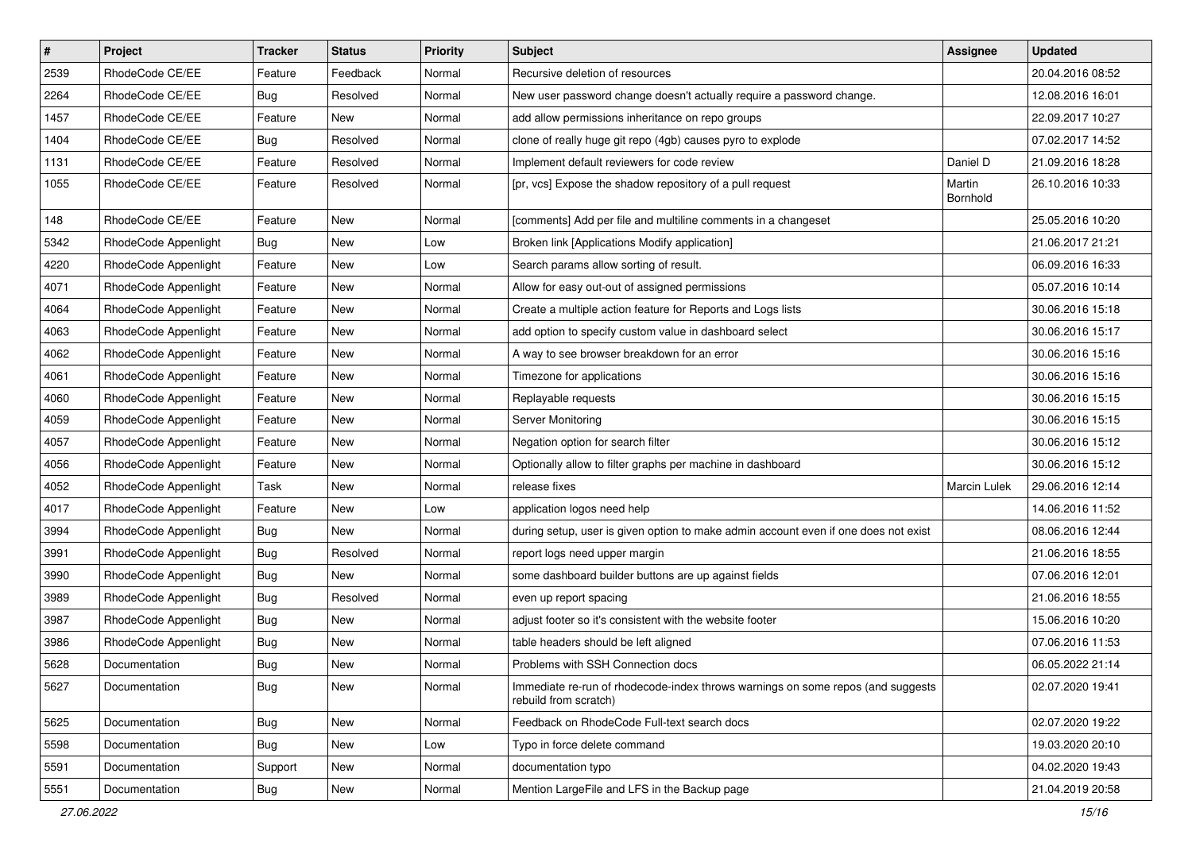| # | Project | Tracker | Status | Priority | Subject | Assignee | Updated |
|---|---|---|---|---|---|---|---|
| 2539 | RhodeCode CE/EE | Feature | Feedback | Normal | Recursive deletion of resources | | 20.04.2016 08:52 |
| 2264 | RhodeCode CE/EE | Bug | Resolved | Normal | New user password change doesn't actually require a password change. | | 12.08.2016 16:01 |
| 1457 | RhodeCode CE/EE | Feature | New | Normal | add allow permissions inheritance on repo groups | | 22.09.2017 10:27 |
| 1404 | RhodeCode CE/EE | Bug | Resolved | Normal | clone of really huge git repo (4gb) causes pyro to explode | | 07.02.2017 14:52 |
| 1131 | RhodeCode CE/EE | Feature | Resolved | Normal | Implement default reviewers for code review | Daniel D | 21.09.2016 18:28 |
| 1055 | RhodeCode CE/EE | Feature | Resolved | Normal | [pr, vcs] Expose the shadow repository of a pull request | Martin Bornhold | 26.10.2016 10:33 |
| 148 | RhodeCode CE/EE | Feature | New | Normal | [comments] Add per file and multiline comments in a changeset | | 25.05.2016 10:20 |
| 5342 | RhodeCode Appenlight | Bug | New | Low | Broken link [Applications Modify application] | | 21.06.2017 21:21 |
| 4220 | RhodeCode Appenlight | Feature | New | Low | Search params allow sorting of result. | | 06.09.2016 16:33 |
| 4071 | RhodeCode Appenlight | Feature | New | Normal | Allow for easy out-out of assigned permissions | | 05.07.2016 10:14 |
| 4064 | RhodeCode Appenlight | Feature | New | Normal | Create a multiple action feature for Reports and Logs lists | | 30.06.2016 15:18 |
| 4063 | RhodeCode Appenlight | Feature | New | Normal | add option to specify custom value in dashboard select | | 30.06.2016 15:17 |
| 4062 | RhodeCode Appenlight | Feature | New | Normal | A way to see browser breakdown for an error | | 30.06.2016 15:16 |
| 4061 | RhodeCode Appenlight | Feature | New | Normal | Timezone for applications | | 30.06.2016 15:16 |
| 4060 | RhodeCode Appenlight | Feature | New | Normal | Replayable requests | | 30.06.2016 15:15 |
| 4059 | RhodeCode Appenlight | Feature | New | Normal | Server Monitoring | | 30.06.2016 15:15 |
| 4057 | RhodeCode Appenlight | Feature | New | Normal | Negation option for search filter | | 30.06.2016 15:12 |
| 4056 | RhodeCode Appenlight | Feature | New | Normal | Optionally allow to filter graphs per machine in dashboard | | 30.06.2016 15:12 |
| 4052 | RhodeCode Appenlight | Task | New | Normal | release fixes | Marcin Lulek | 29.06.2016 12:14 |
| 4017 | RhodeCode Appenlight | Feature | New | Low | application logos need help | | 14.06.2016 11:52 |
| 3994 | RhodeCode Appenlight | Bug | New | Normal | during setup, user is given option to make admin account even if one does not exist | | 08.06.2016 12:44 |
| 3991 | RhodeCode Appenlight | Bug | Resolved | Normal | report logs need upper margin | | 21.06.2016 18:55 |
| 3990 | RhodeCode Appenlight | Bug | New | Normal | some dashboard builder buttons are up against fields | | 07.06.2016 12:01 |
| 3989 | RhodeCode Appenlight | Bug | Resolved | Normal | even up report spacing | | 21.06.2016 18:55 |
| 3987 | RhodeCode Appenlight | Bug | New | Normal | adjust footer so it's consistent with the website footer | | 15.06.2016 10:20 |
| 3986 | RhodeCode Appenlight | Bug | New | Normal | table headers should be left aligned | | 07.06.2016 11:53 |
| 5628 | Documentation | Bug | New | Normal | Problems with SSH Connection docs | | 06.05.2022 21:14 |
| 5627 | Documentation | Bug | New | Normal | Immediate re-run of rhodecode-index throws warnings on some repos (and suggests rebuild from scratch) | | 02.07.2020 19:41 |
| 5625 | Documentation | Bug | New | Normal | Feedback on RhodeCode Full-text search docs | | 02.07.2020 19:22 |
| 5598 | Documentation | Bug | New | Low | Typo in force delete command | | 19.03.2020 20:10 |
| 5591 | Documentation | Support | New | Normal | documentation typo | | 04.02.2020 19:43 |
| 5551 | Documentation | Bug | New | Normal | Mention LargeFile and LFS in the Backup page | | 21.04.2019 20:58 |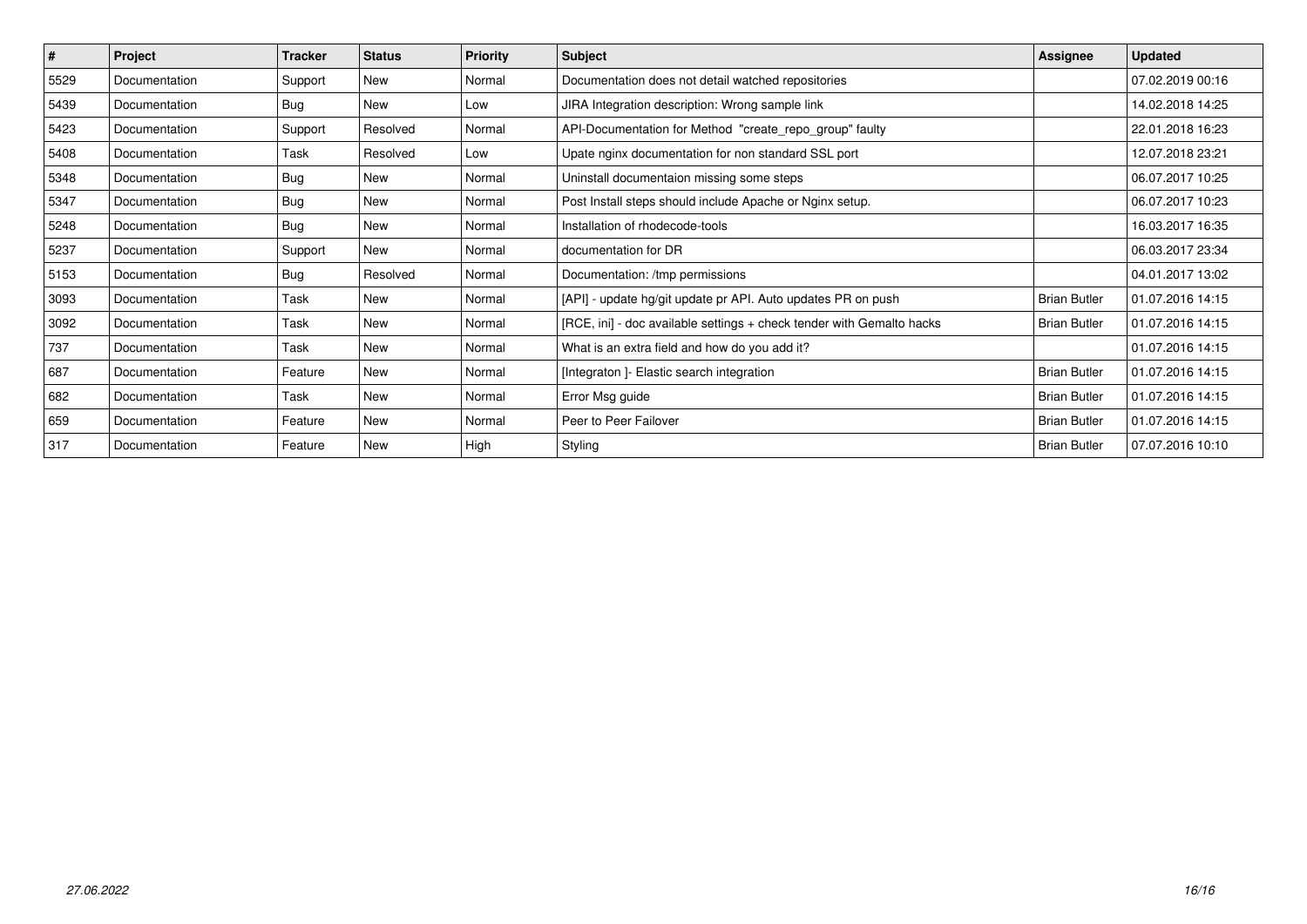| # | Project | Tracker | Status | Priority | Subject | Assignee | Updated |
|---|---|---|---|---|---|---|---|
| 5529 | Documentation | Support | New | Normal | Documentation does not detail watched repositories | | 07.02.2019 00:16 |
| 5439 | Documentation | Bug | New | Low | JIRA Integration description: Wrong sample link | | 14.02.2018 14:25 |
| 5423 | Documentation | Support | Resolved | Normal | API-Documentation for Method "create_repo_group" faulty | | 22.01.2018 16:23 |
| 5408 | Documentation | Task | Resolved | Low | Upate nginx documentation for non standard SSL port | | 12.07.2018 23:21 |
| 5348 | Documentation | Bug | New | Normal | Uninstall documentaion missing some steps | | 06.07.2017 10:25 |
| 5347 | Documentation | Bug | New | Normal | Post Install steps should include Apache or Nginx setup. | | 06.07.2017 10:23 |
| 5248 | Documentation | Bug | New | Normal | Installation of rhodecode-tools | | 16.03.2017 16:35 |
| 5237 | Documentation | Support | New | Normal | documentation for DR | | 06.03.2017 23:34 |
| 5153 | Documentation | Bug | Resolved | Normal | Documentation: /tmp permissions | | 04.01.2017 13:02 |
| 3093 | Documentation | Task | New | Normal | [API] - update hg/git update pr API. Auto updates PR on push | Brian Butler | 01.07.2016 14:15 |
| 3092 | Documentation | Task | New | Normal | [RCE, ini] - doc available settings + check tender with Gemalto hacks | Brian Butler | 01.07.2016 14:15 |
| 737 | Documentation | Task | New | Normal | What is an extra field and how do you add it? | | 01.07.2016 14:15 |
| 687 | Documentation | Feature | New | Normal | [Integraton ]- Elastic search integration | Brian Butler | 01.07.2016 14:15 |
| 682 | Documentation | Task | New | Normal | Error Msg guide | Brian Butler | 01.07.2016 14:15 |
| 659 | Documentation | Feature | New | Normal | Peer to Peer Failover | Brian Butler | 01.07.2016 14:15 |
| 317 | Documentation | Feature | New | High | Styling | Brian Butler | 07.07.2016 10:10 |